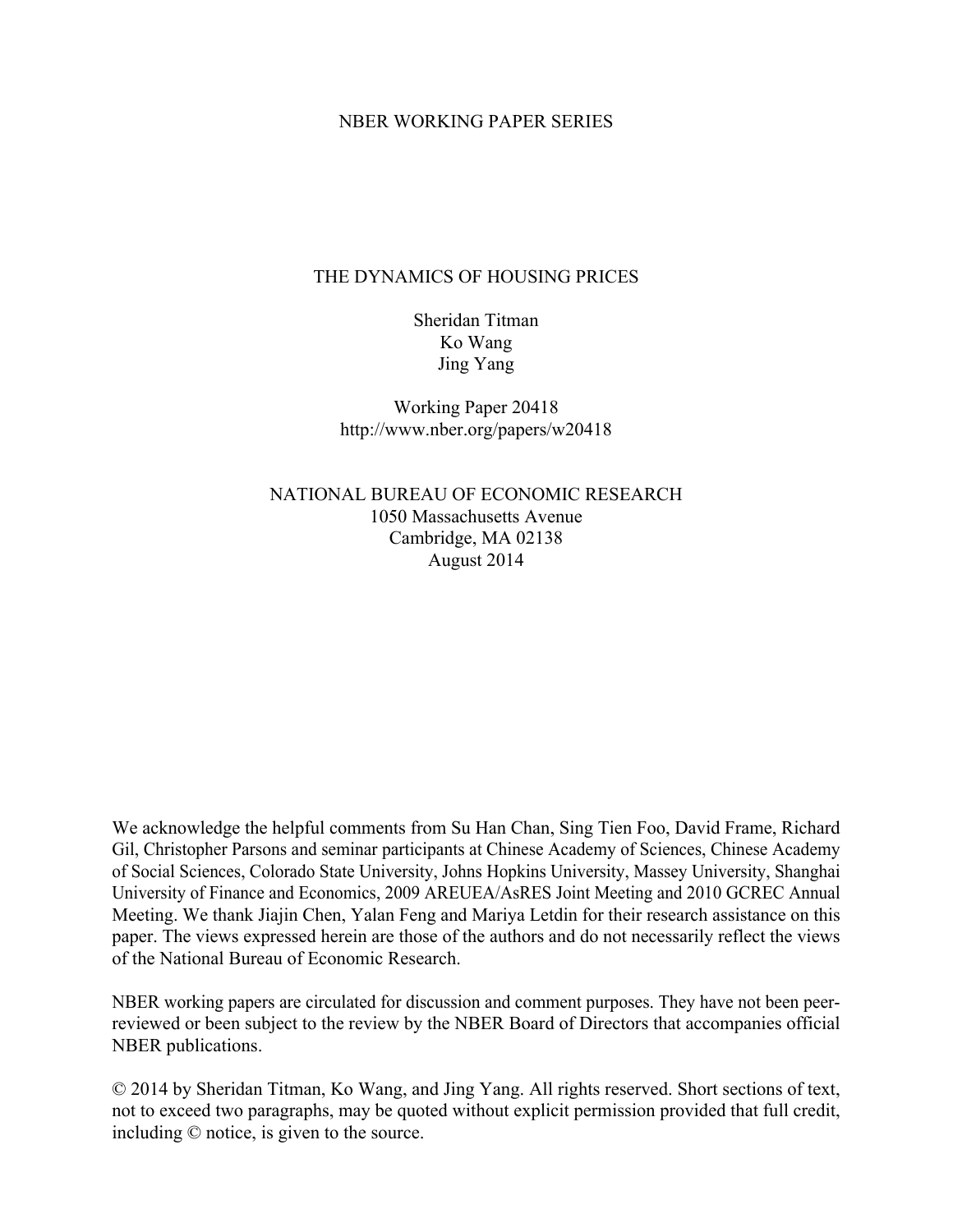NBER WORKING PAPER SERIES

# THE DYNAMICS OF HOUSING PRICES

Sheridan Titman
Ko Wang
Jing Yang

Working Paper 20418
http://www.nber.org/papers/w20418

NATIONAL BUREAU OF ECONOMIC RESEARCH
1050 Massachusetts Avenue
Cambridge, MA 02138
August 2014

We acknowledge the helpful comments from Su Han Chan, Sing Tien Foo, David Frame, Richard Gil, Christopher Parsons and seminar participants at Chinese Academy of Sciences, Chinese Academy of Social Sciences, Colorado State University, Johns Hopkins University, Massey University, Shanghai University of Finance and Economics, 2009 AREUEA/AsRES Joint Meeting and 2010 GCREC Annual Meeting. We thank Jiajin Chen, Yalan Feng and Mariya Letdin for their research assistance on this paper. The views expressed herein are those of the authors and do not necessarily reflect the views of the National Bureau of Economic Research.

NBER working papers are circulated for discussion and comment purposes. They have not been peer-reviewed or been subject to the review by the NBER Board of Directors that accompanies official NBER publications.

© 2014 by Sheridan Titman, Ko Wang, and Jing Yang. All rights reserved. Short sections of text, not to exceed two paragraphs, may be quoted without explicit permission provided that full credit, including © notice, is given to the source.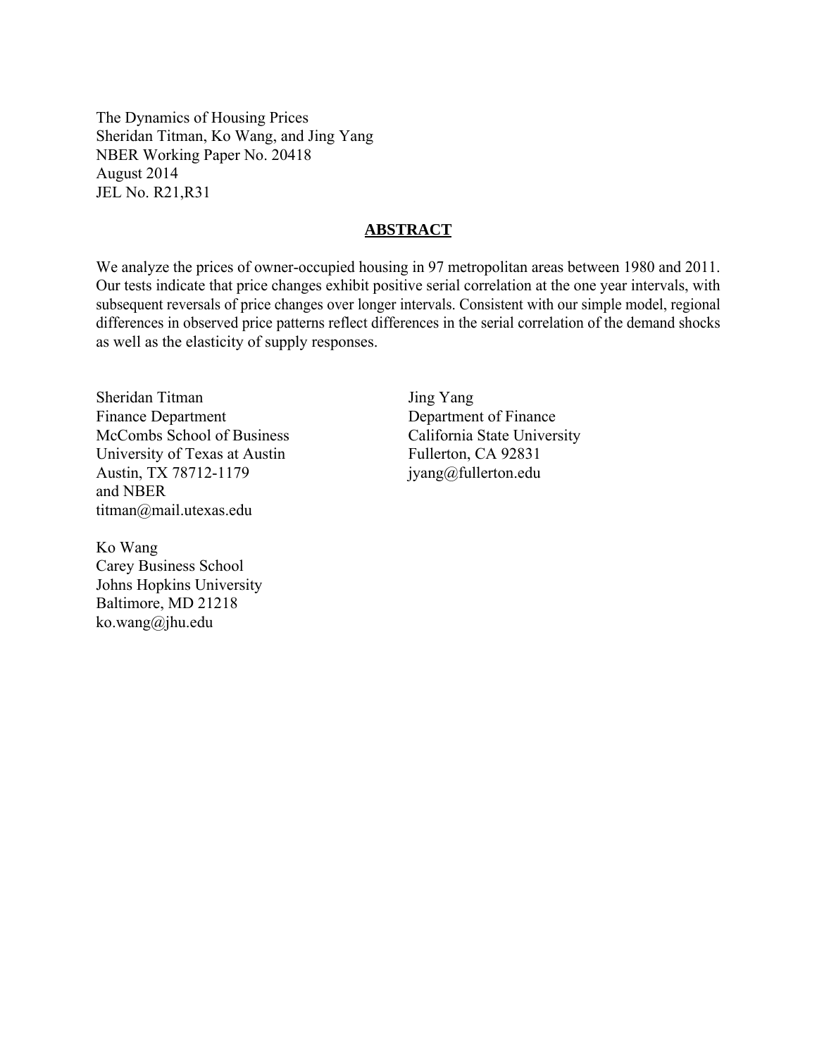The Dynamics of Housing Prices
Sheridan Titman, Ko Wang, and Jing Yang
NBER Working Paper No. 20418
August 2014
JEL No. R21,R31

## ABSTRACT

We analyze the prices of owner-occupied housing in 97 metropolitan areas between 1980 and 2011. Our tests indicate that price changes exhibit positive serial correlation at the one year intervals, with subsequent reversals of price changes over longer intervals. Consistent with our simple model, regional differences in observed price patterns reflect differences in the serial correlation of the demand shocks as well as the elasticity of supply responses.

Sheridan Titman
Finance Department
McCombs School of Business
University of Texas at Austin
Austin, TX 78712-1179
and NBER
titman@mail.utexas.edu

Jing Yang
Department of Finance
California State University
Fullerton, CA 92831
jyang@fullerton.edu

Ko Wang
Carey Business School
Johns Hopkins University
Baltimore, MD 21218
ko.wang@jhu.edu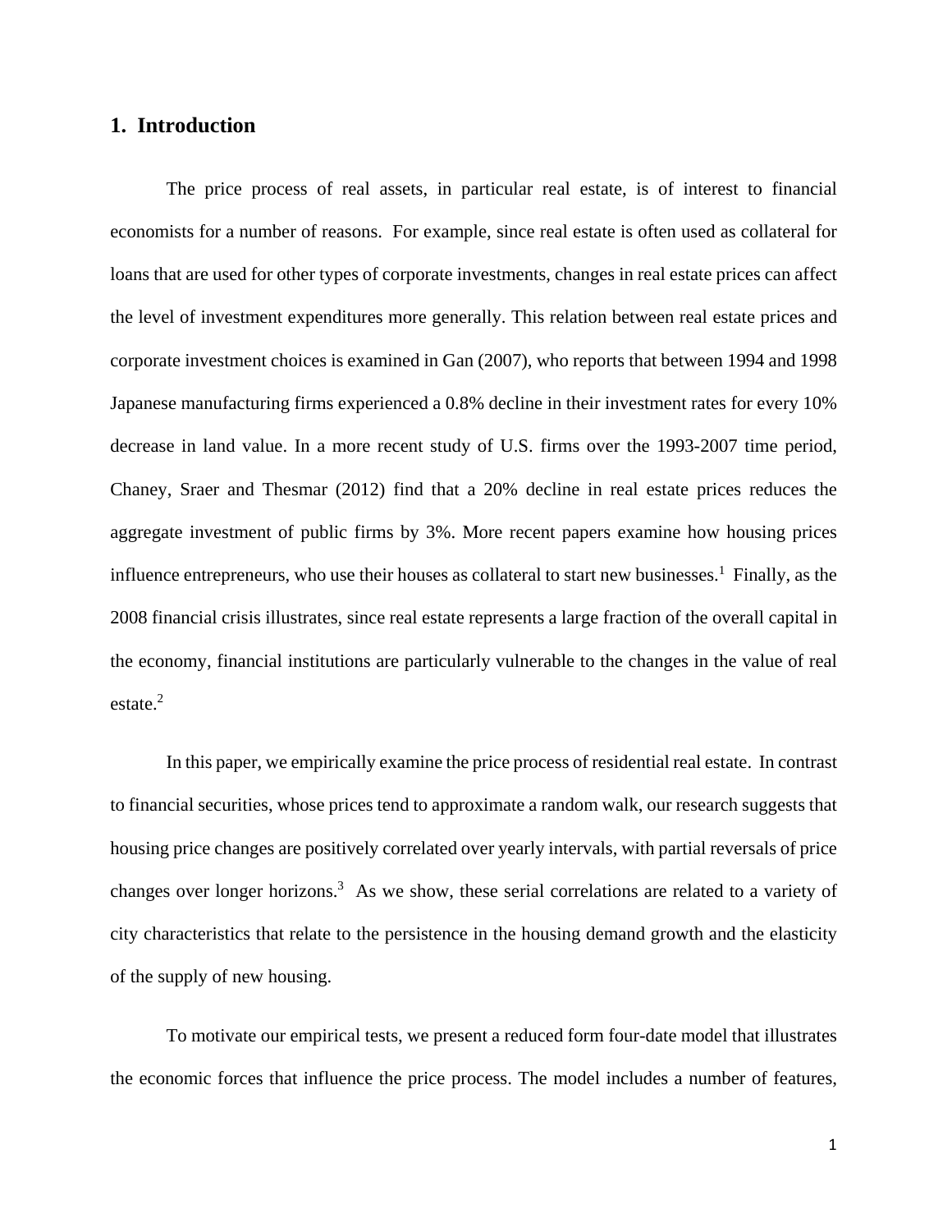## 1. Introduction

The price process of real assets, in particular real estate, is of interest to financial economists for a number of reasons. For example, since real estate is often used as collateral for loans that are used for other types of corporate investments, changes in real estate prices can affect the level of investment expenditures more generally. This relation between real estate prices and corporate investment choices is examined in Gan (2007), who reports that between 1994 and 1998 Japanese manufacturing firms experienced a 0.8% decline in their investment rates for every 10% decrease in land value. In a more recent study of U.S. firms over the 1993-2007 time period, Chaney, Sraer and Thesmar (2012) find that a 20% decline in real estate prices reduces the aggregate investment of public firms by 3%. More recent papers examine how housing prices influence entrepreneurs, who use their houses as collateral to start new businesses.[1] Finally, as the 2008 financial crisis illustrates, since real estate represents a large fraction of the overall capital in the economy, financial institutions are particularly vulnerable to the changes in the value of real estate.[2]

In this paper, we empirically examine the price process of residential real estate. In contrast to financial securities, whose prices tend to approximate a random walk, our research suggests that housing price changes are positively correlated over yearly intervals, with partial reversals of price changes over longer horizons.[3] As we show, these serial correlations are related to a variety of city characteristics that relate to the persistence in the housing demand growth and the elasticity of the supply of new housing.

To motivate our empirical tests, we present a reduced form four-date model that illustrates the economic forces that influence the price process. The model includes a number of features,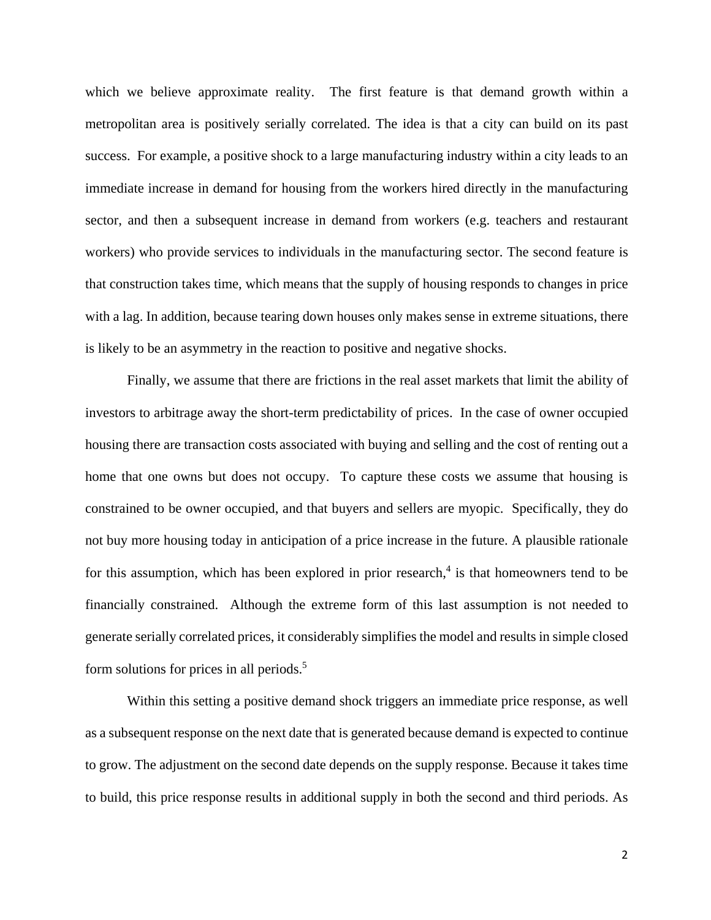which we believe approximate reality. The first feature is that demand growth within a metropolitan area is positively serially correlated. The idea is that a city can build on its past success. For example, a positive shock to a large manufacturing industry within a city leads to an immediate increase in demand for housing from the workers hired directly in the manufacturing sector, and then a subsequent increase in demand from workers (e.g. teachers and restaurant workers) who provide services to individuals in the manufacturing sector. The second feature is that construction takes time, which means that the supply of housing responds to changes in price with a lag. In addition, because tearing down houses only makes sense in extreme situations, there is likely to be an asymmetry in the reaction to positive and negative shocks.

Finally, we assume that there are frictions in the real asset markets that limit the ability of investors to arbitrage away the short-term predictability of prices. In the case of owner occupied housing there are transaction costs associated with buying and selling and the cost of renting out a home that one owns but does not occupy. To capture these costs we assume that housing is constrained to be owner occupied, and that buyers and sellers are myopic. Specifically, they do not buy more housing today in anticipation of a price increase in the future. A plausible rationale for this assumption, which has been explored in prior research,[4] is that homeowners tend to be financially constrained. Although the extreme form of this last assumption is not needed to generate serially correlated prices, it considerably simplifies the model and results in simple closed form solutions for prices in all periods.[5]

Within this setting a positive demand shock triggers an immediate price response, as well as a subsequent response on the next date that is generated because demand is expected to continue to grow. The adjustment on the second date depends on the supply response. Because it takes time to build, this price response results in additional supply in both the second and third periods. As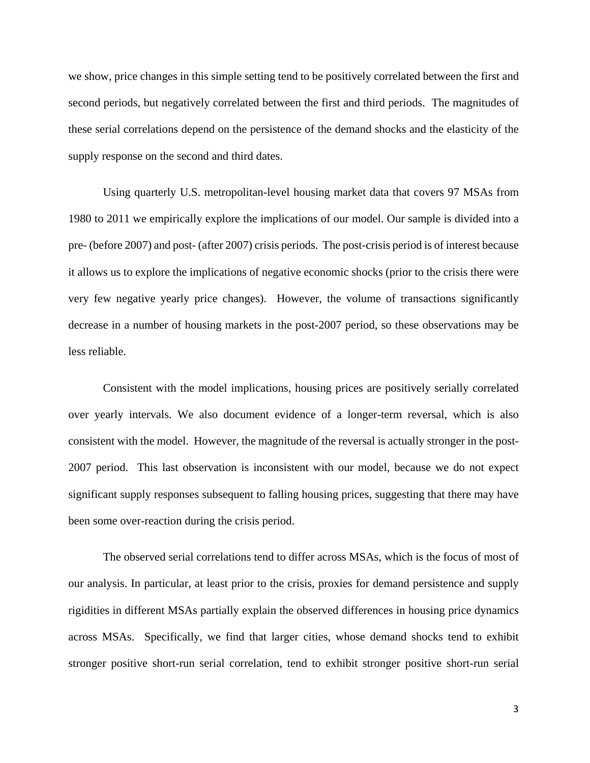we show, price changes in this simple setting tend to be positively correlated between the first and second periods, but negatively correlated between the first and third periods. The magnitudes of these serial correlations depend on the persistence of the demand shocks and the elasticity of the supply response on the second and third dates.

Using quarterly U.S. metropolitan-level housing market data that covers 97 MSAs from 1980 to 2011 we empirically explore the implications of our model. Our sample is divided into a pre- (before 2007) and post- (after 2007) crisis periods. The post-crisis period is of interest because it allows us to explore the implications of negative economic shocks (prior to the crisis there were very few negative yearly price changes). However, the volume of transactions significantly decrease in a number of housing markets in the post-2007 period, so these observations may be less reliable.

Consistent with the model implications, housing prices are positively serially correlated over yearly intervals. We also document evidence of a longer-term reversal, which is also consistent with the model. However, the magnitude of the reversal is actually stronger in the post-2007 period. This last observation is inconsistent with our model, because we do not expect significant supply responses subsequent to falling housing prices, suggesting that there may have been some over-reaction during the crisis period.

The observed serial correlations tend to differ across MSAs, which is the focus of most of our analysis. In particular, at least prior to the crisis, proxies for demand persistence and supply rigidities in different MSAs partially explain the observed differences in housing price dynamics across MSAs. Specifically, we find that larger cities, whose demand shocks tend to exhibit stronger positive short-run serial correlation, tend to exhibit stronger positive short-run serial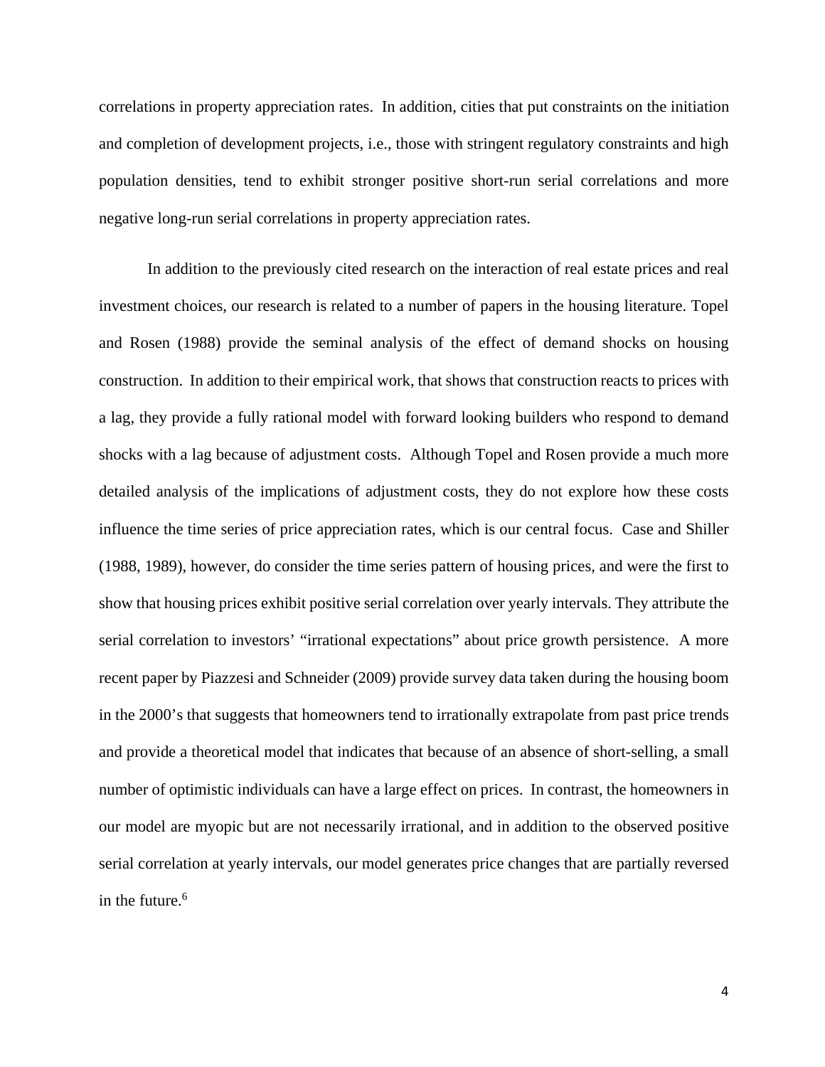correlations in property appreciation rates. In addition, cities that put constraints on the initiation and completion of development projects, i.e., those with stringent regulatory constraints and high population densities, tend to exhibit stronger positive short-run serial correlations and more negative long-run serial correlations in property appreciation rates.

In addition to the previously cited research on the interaction of real estate prices and real investment choices, our research is related to a number of papers in the housing literature. Topel and Rosen (1988) provide the seminal analysis of the effect of demand shocks on housing construction. In addition to their empirical work, that shows that construction reacts to prices with a lag, they provide a fully rational model with forward looking builders who respond to demand shocks with a lag because of adjustment costs. Although Topel and Rosen provide a much more detailed analysis of the implications of adjustment costs, they do not explore how these costs influence the time series of price appreciation rates, which is our central focus. Case and Shiller (1988, 1989), however, do consider the time series pattern of housing prices, and were the first to show that housing prices exhibit positive serial correlation over yearly intervals. They attribute the serial correlation to investors' "irrational expectations" about price growth persistence. A more recent paper by Piazzesi and Schneider (2009) provide survey data taken during the housing boom in the 2000's that suggests that homeowners tend to irrationally extrapolate from past price trends and provide a theoretical model that indicates that because of an absence of short-selling, a small number of optimistic individuals can have a large effect on prices. In contrast, the homeowners in our model are myopic but are not necessarily irrational, and in addition to the observed positive serial correlation at yearly intervals, our model generates price changes that are partially reversed in the future.[6]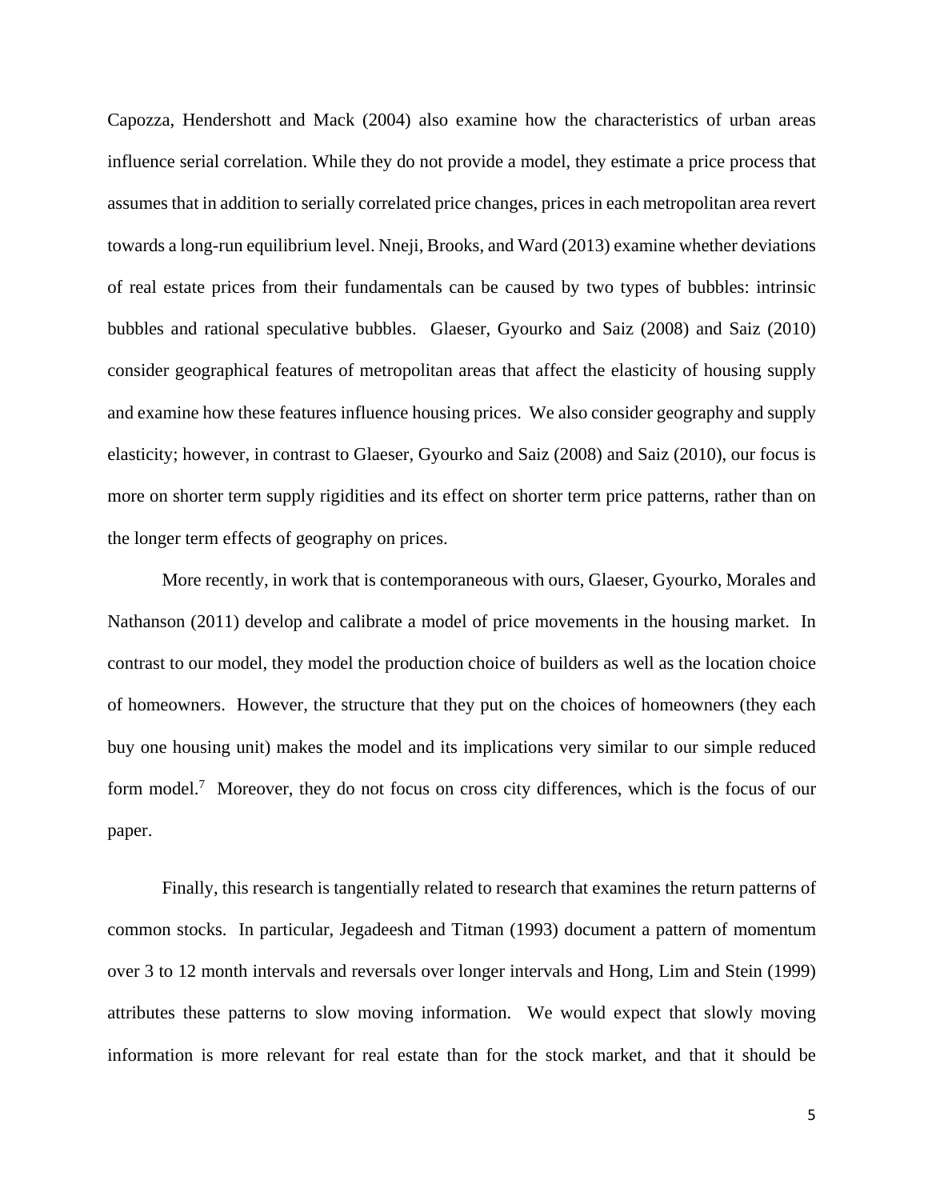Capozza, Hendershott and Mack (2004) also examine how the characteristics of urban areas influence serial correlation. While they do not provide a model, they estimate a price process that assumes that in addition to serially correlated price changes, prices in each metropolitan area revert towards a long-run equilibrium level. Nneji, Brooks, and Ward (2013) examine whether deviations of real estate prices from their fundamentals can be caused by two types of bubbles: intrinsic bubbles and rational speculative bubbles. Glaeser, Gyourko and Saiz (2008) and Saiz (2010) consider geographical features of metropolitan areas that affect the elasticity of housing supply and examine how these features influence housing prices. We also consider geography and supply elasticity; however, in contrast to Glaeser, Gyourko and Saiz (2008) and Saiz (2010), our focus is more on shorter term supply rigidities and its effect on shorter term price patterns, rather than on the longer term effects of geography on prices.

More recently, in work that is contemporaneous with ours, Glaeser, Gyourko, Morales and Nathanson (2011) develop and calibrate a model of price movements in the housing market. In contrast to our model, they model the production choice of builders as well as the location choice of homeowners. However, the structure that they put on the choices of homeowners (they each buy one housing unit) makes the model and its implications very similar to our simple reduced form model.[7] Moreover, they do not focus on cross city differences, which is the focus of our paper.

Finally, this research is tangentially related to research that examines the return patterns of common stocks. In particular, Jegadeesh and Titman (1993) document a pattern of momentum over 3 to 12 month intervals and reversals over longer intervals and Hong, Lim and Stein (1999) attributes these patterns to slow moving information. We would expect that slowly moving information is more relevant for real estate than for the stock market, and that it should be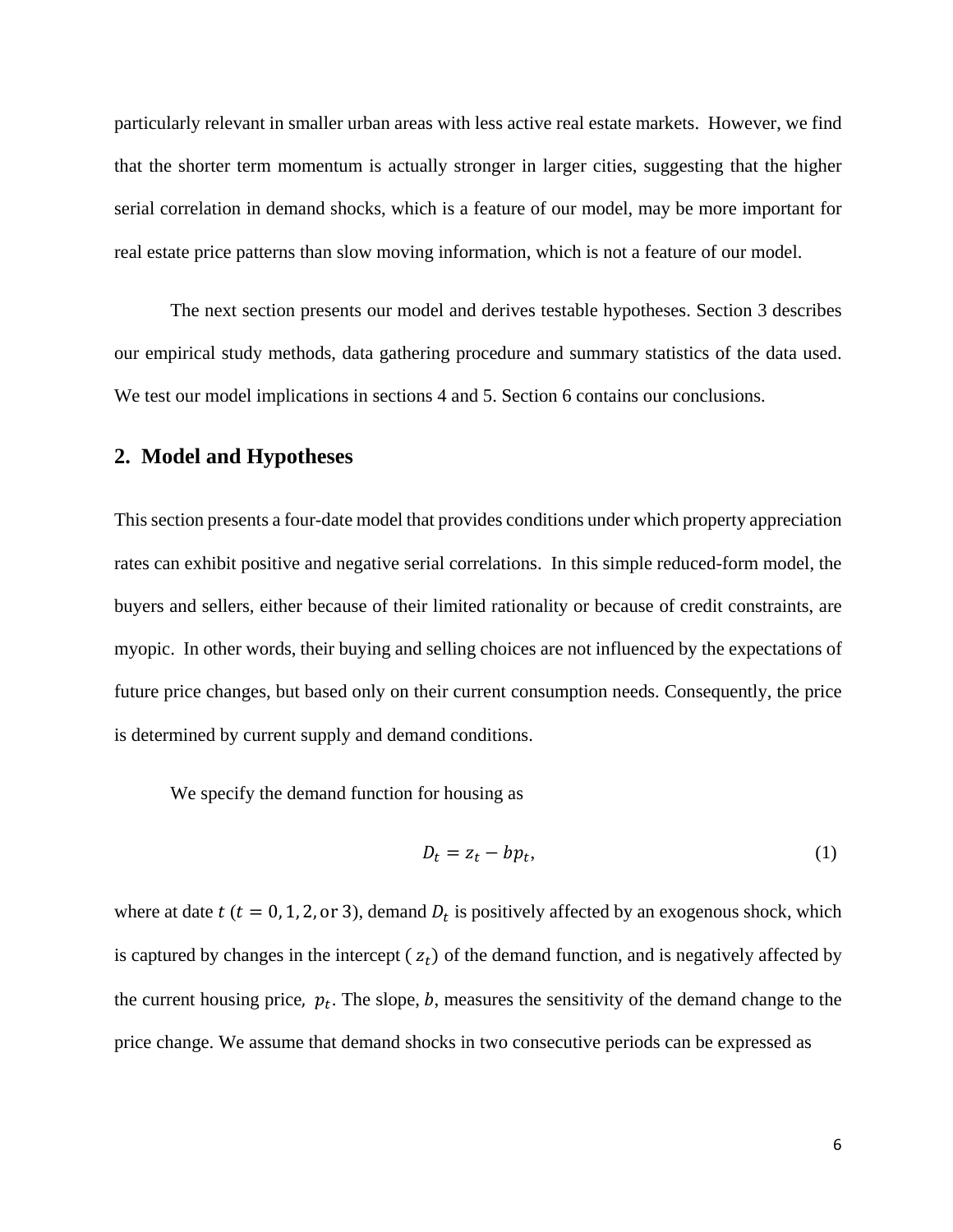particularly relevant in smaller urban areas with less active real estate markets. However, we find that the shorter term momentum is actually stronger in larger cities, suggesting that the higher serial correlation in demand shocks, which is a feature of our model, may be more important for real estate price patterns than slow moving information, which is not a feature of our model.

The next section presents our model and derives testable hypotheses. Section 3 describes our empirical study methods, data gathering procedure and summary statistics of the data used. We test our model implications in sections 4 and 5. Section 6 contains our conclusions.

## 2. Model and Hypotheses

This section presents a four-date model that provides conditions under which property appreciation rates can exhibit positive and negative serial correlations. In this simple reduced-form model, the buyers and sellers, either because of their limited rationality or because of credit constraints, are myopic. In other words, their buying and selling choices are not influenced by the expectations of future price changes, but based only on their current consumption needs. Consequently, the price is determined by current supply and demand conditions.

We specify the demand function for housing as

$$D_t = z_t - bp_t, \tag{1}$$

where at date $t$ ($t = 0, 1, 2,$ or $3$), demand $D_t$ is positively affected by an exogenous shock, which is captured by changes in the intercept ($z_t$) of the demand function, and is negatively affected by the current housing price, $p_t$. The slope, $b$, measures the sensitivity of the demand change to the price change. We assume that demand shocks in two consecutive periods can be expressed as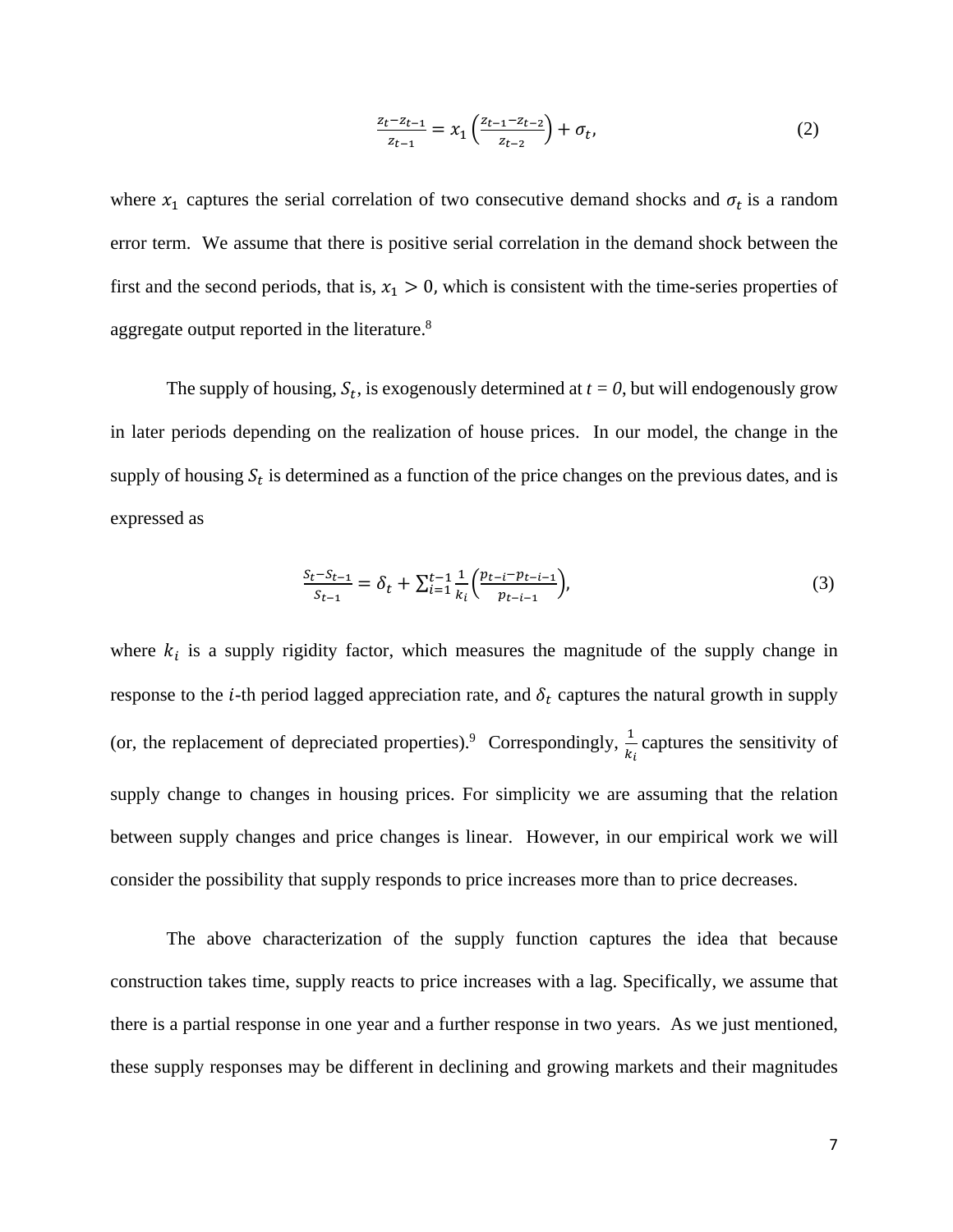$$\frac{z_t - z_{t-1}}{z_{t-1}} = x_1\left(\frac{z_{t-1} - z_{t-2}}{z_{t-2}}\right) + \sigma_t, \tag{2}$$

where $x_1$ captures the serial correlation of two consecutive demand shocks and $\sigma_t$ is a random error term. We assume that there is positive serial correlation in the demand shock between the first and the second periods, that is, $x_1 > 0$, which is consistent with the time-series properties of aggregate output reported in the literature.[8]

The supply of housing, $S_t$, is exogenously determined at $t = 0$, but will endogenously grow in later periods depending on the realization of house prices. In our model, the change in the supply of housing $S_t$ is determined as a function of the price changes on the previous dates, and is expressed as

$$\frac{S_t - S_{t-1}}{S_{t-1}} = \delta_t + \sum_{i=1}^{t-1} \frac{1}{k_i}\left(\frac{p_{t-i} - p_{t-i-1}}{p_{t-i-1}}\right), \tag{3}$$

where $k_i$ is a supply rigidity factor, which measures the magnitude of the supply change in response to the $i$-th period lagged appreciation rate, and $\delta_t$ captures the natural growth in supply (or, the replacement of depreciated properties).[9] Correspondingly, $\frac{1}{k_i}$ captures the sensitivity of supply change to changes in housing prices. For simplicity we are assuming that the relation between supply changes and price changes is linear. However, in our empirical work we will consider the possibility that supply responds to price increases more than to price decreases.

The above characterization of the supply function captures the idea that because construction takes time, supply reacts to price increases with a lag. Specifically, we assume that there is a partial response in one year and a further response in two years. As we just mentioned, these supply responses may be different in declining and growing markets and their magnitudes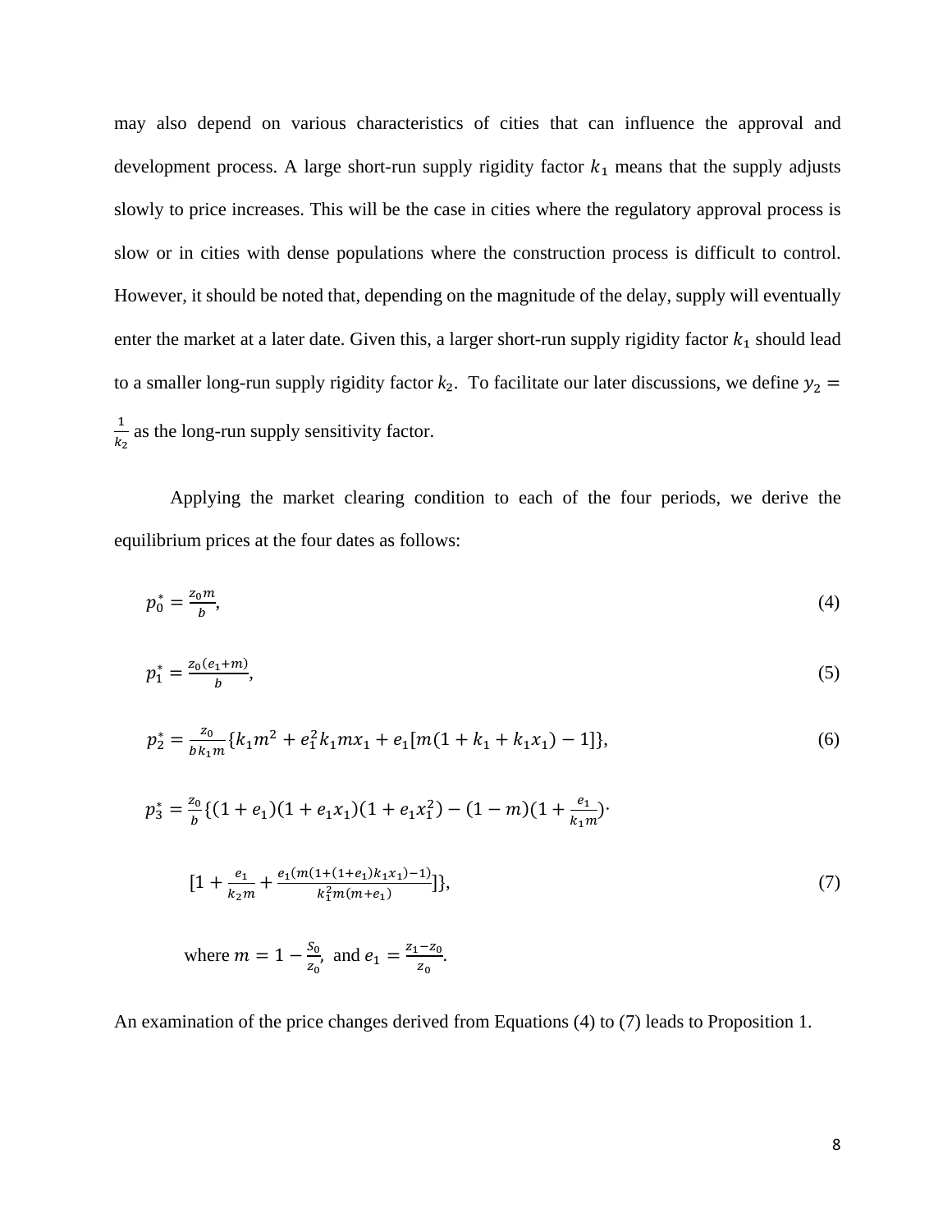may also depend on various characteristics of cities that can influence the approval and development process. A large short-run supply rigidity factor $k_1$ means that the supply adjusts slowly to price increases. This will be the case in cities where the regulatory approval process is slow or in cities with dense populations where the construction process is difficult to control. However, it should be noted that, depending on the magnitude of the delay, supply will eventually enter the market at a later date. Given this, a larger short-run supply rigidity factor $k_1$ should lead to a smaller long-run supply rigidity factor $k_2$. To facilitate our later discussions, we define $y_2 = \frac{1}{k_2}$ as the long-run supply sensitivity factor.

Applying the market clearing condition to each of the four periods, we derive the equilibrium prices at the four dates as follows:

$$p_0^* = \frac{z_0 m}{b}, \tag{4}$$

$$p_1^* = \frac{z_0(e_1+m)}{b}, \tag{5}$$

$$p_2^* = \frac{z_0}{bk_1 m}\{k_1 m^2 + e_1^2 k_1 m x_1 + e_1[m(1+k_1+k_1 x_1)-1]\}, \tag{6}$$

$$p_3^* = \frac{z_0}{b}\{(1+e_1)(1+e_1 x_1)(1+e_1 x_1^2) - (1-m)(1+\frac{e_1}{k_1 m})\cdot$$

$$[1 + \frac{e_1}{k_2 m} + \frac{e_1(m(1+(1+e_1)k_1 x_1)-1)}{k_1^2 m(m+e_1)}]\}, \tag{7}$$

where $m = 1 - \frac{S_0}{z_0}$, and $e_1 = \frac{z_1 - z_0}{z_0}$.

An examination of the price changes derived from Equations (4) to (7) leads to Proposition 1.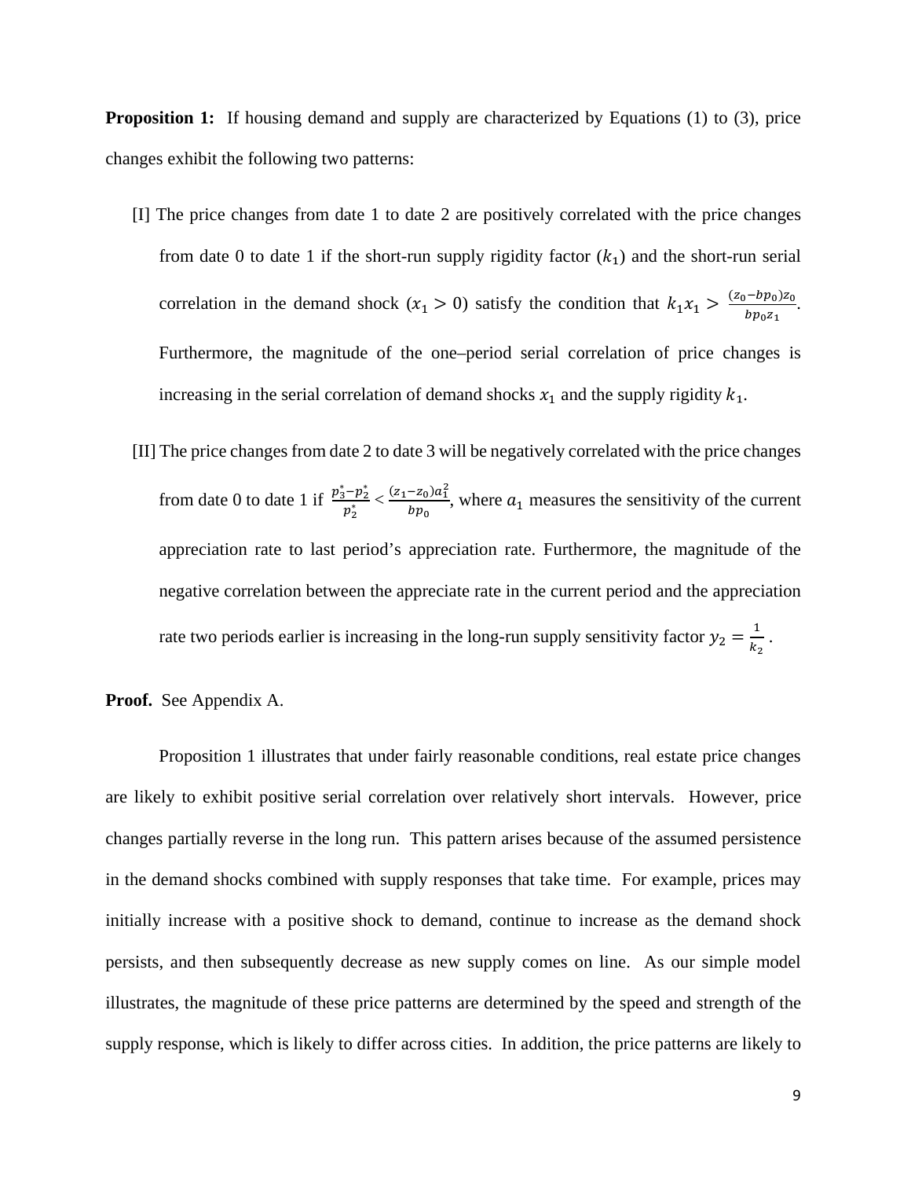**Proposition 1:** If housing demand and supply are characterized by Equations (1) to (3), price changes exhibit the following two patterns:

[I] The price changes from date 1 to date 2 are positively correlated with the price changes from date 0 to date 1 if the short-run supply rigidity factor ($k_1$) and the short-run serial correlation in the demand shock ($x_1 > 0$) satisfy the condition that $k_1 x_1 > \frac{(z_0 - bp_0)z_0}{bp_0 z_1}$. Furthermore, the magnitude of the one–period serial correlation of price changes is increasing in the serial correlation of demand shocks $x_1$ and the supply rigidity $k_1$.

[II] The price changes from date 2 to date 3 will be negatively correlated with the price changes from date 0 to date 1 if $\frac{p_3^* - p_2^*}{p_2^*} < \frac{(z_1 - z_0)a_1^2}{bp_0}$, where $a_1$ measures the sensitivity of the current appreciation rate to last period's appreciation rate. Furthermore, the magnitude of the negative correlation between the appreciate rate in the current period and the appreciation rate two periods earlier is increasing in the long-run supply sensitivity factor $y_2 = \frac{1}{k_2}$.

**Proof.** See Appendix A.

Proposition 1 illustrates that under fairly reasonable conditions, real estate price changes are likely to exhibit positive serial correlation over relatively short intervals. However, price changes partially reverse in the long run. This pattern arises because of the assumed persistence in the demand shocks combined with supply responses that take time. For example, prices may initially increase with a positive shock to demand, continue to increase as the demand shock persists, and then subsequently decrease as new supply comes on line. As our simple model illustrates, the magnitude of these price patterns are determined by the speed and strength of the supply response, which is likely to differ across cities. In addition, the price patterns are likely to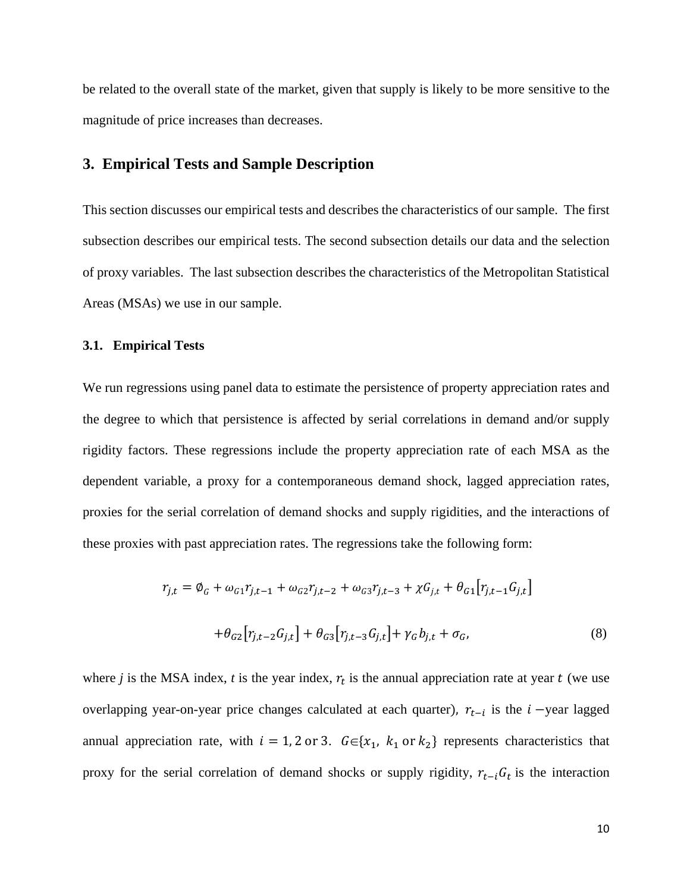be related to the overall state of the market, given that supply is likely to be more sensitive to the magnitude of price increases than decreases.

## 3. Empirical Tests and Sample Description

This section discusses our empirical tests and describes the characteristics of our sample. The first subsection describes our empirical tests. The second subsection details our data and the selection of proxy variables. The last subsection describes the characteristics of the Metropolitan Statistical Areas (MSAs) we use in our sample.

### 3.1. Empirical Tests

We run regressions using panel data to estimate the persistence of property appreciation rates and the degree to which that persistence is affected by serial correlations in demand and/or supply rigidity factors. These regressions include the property appreciation rate of each MSA as the dependent variable, a proxy for a contemporaneous demand shock, lagged appreciation rates, proxies for the serial correlation of demand shocks and supply rigidities, and the interactions of these proxies with past appreciation rates. The regressions take the following form:

$$r_{j,t} = \emptyset_G + \omega_{G1} r_{j,t-1} + \omega_{G2} r_{j,t-2} + \omega_{G3} r_{j,t-3} + \chi G_{j,t} + \theta_{G1}\left[r_{j,t-1} G_{j,t}\right]$$

$$+\theta_{G2}\left[r_{j,t-2} G_{j,t}\right] + \theta_{G3}\left[r_{j,t-3} G_{j,t}\right] + \gamma_G b_{j,t} + \sigma_G, \tag{8}$$

where $j$ is the MSA index, $t$ is the year index, $r_t$ is the annual appreciation rate at year $t$ (we use overlapping year-on-year price changes calculated at each quarter), $r_{t-i}$ is the $i$ −year lagged annual appreciation rate, with $i = 1, 2$ or $3$. $G \in \{x_1,\ k_1 \text{ or } k_2\}$ represents characteristics that proxy for the serial correlation of demand shocks or supply rigidity, $r_{t-i}G_t$ is the interaction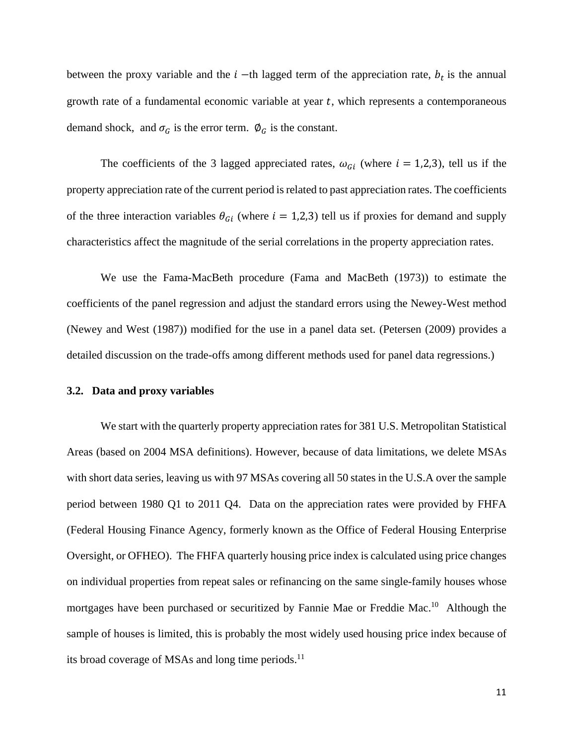between the proxy variable and the $i$ −th lagged term of the appreciation rate, $b_t$ is the annual growth rate of a fundamental economic variable at year $t$, which represents a contemporaneous demand shock, and $\sigma_G$ is the error term. $\emptyset_G$ is the constant.

The coefficients of the 3 lagged appreciated rates, $\omega_{Gi}$ (where $i = 1,2,3$), tell us if the property appreciation rate of the current period is related to past appreciation rates. The coefficients of the three interaction variables $\theta_{Gi}$ (where $i = 1,2,3$) tell us if proxies for demand and supply characteristics affect the magnitude of the serial correlations in the property appreciation rates.

We use the Fama-MacBeth procedure (Fama and MacBeth (1973)) to estimate the coefficients of the panel regression and adjust the standard errors using the Newey-West method (Newey and West (1987)) modified for the use in a panel data set. (Petersen (2009) provides a detailed discussion on the trade-offs among different methods used for panel data regressions.)

### 3.2. Data and proxy variables

We start with the quarterly property appreciation rates for 381 U.S. Metropolitan Statistical Areas (based on 2004 MSA definitions). However, because of data limitations, we delete MSAs with short data series, leaving us with 97 MSAs covering all 50 states in the U.S.A over the sample period between 1980 Q1 to 2011 Q4. Data on the appreciation rates were provided by FHFA (Federal Housing Finance Agency, formerly known as the Office of Federal Housing Enterprise Oversight, or OFHEO). The FHFA quarterly housing price index is calculated using price changes on individual properties from repeat sales or refinancing on the same single-family houses whose mortgages have been purchased or securitized by Fannie Mae or Freddie Mac.[10] Although the sample of houses is limited, this is probably the most widely used housing price index because of its broad coverage of MSAs and long time periods.[11]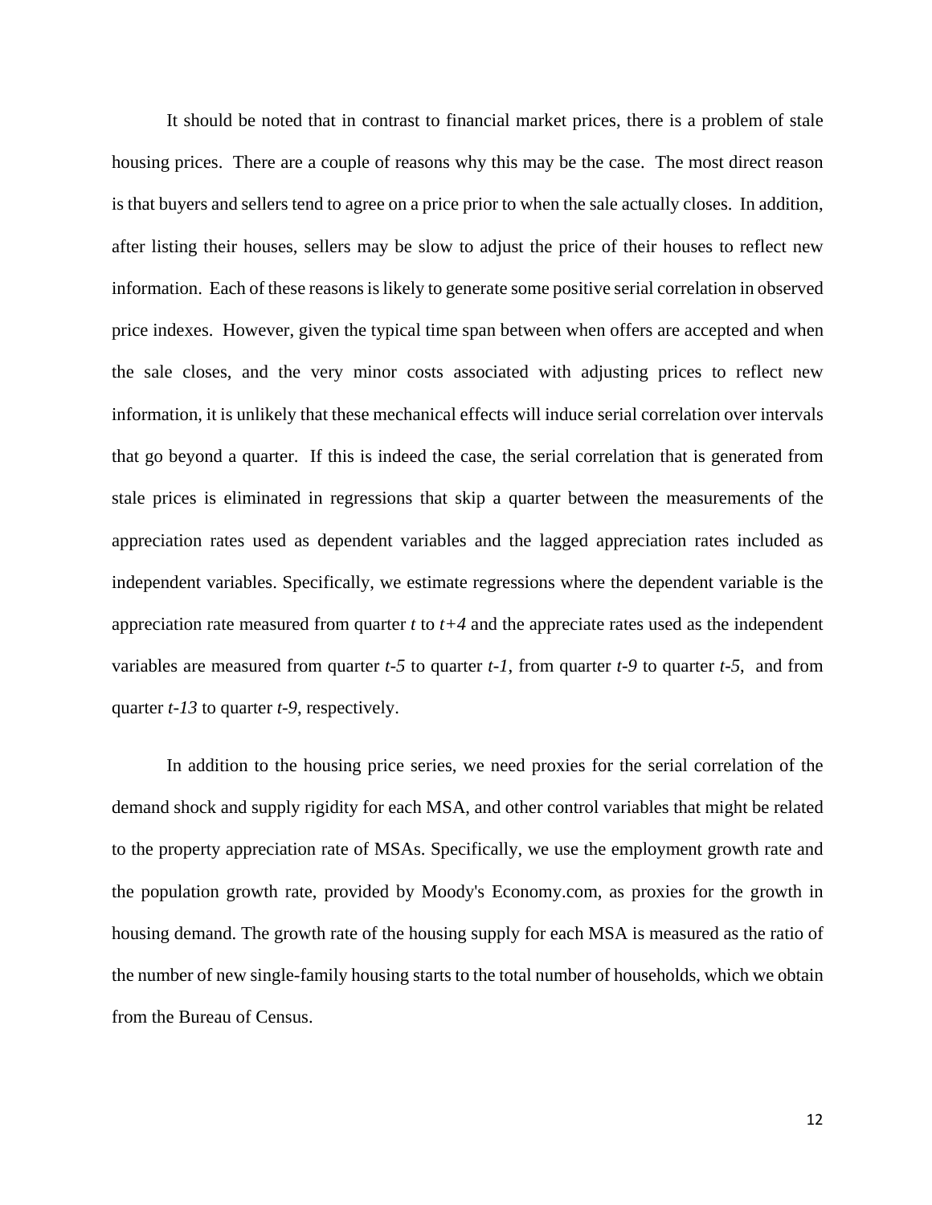It should be noted that in contrast to financial market prices, there is a problem of stale housing prices. There are a couple of reasons why this may be the case. The most direct reason is that buyers and sellers tend to agree on a price prior to when the sale actually closes. In addition, after listing their houses, sellers may be slow to adjust the price of their houses to reflect new information. Each of these reasons is likely to generate some positive serial correlation in observed price indexes. However, given the typical time span between when offers are accepted and when the sale closes, and the very minor costs associated with adjusting prices to reflect new information, it is unlikely that these mechanical effects will induce serial correlation over intervals that go beyond a quarter. If this is indeed the case, the serial correlation that is generated from stale prices is eliminated in regressions that skip a quarter between the measurements of the appreciation rates used as dependent variables and the lagged appreciation rates included as independent variables. Specifically, we estimate regressions where the dependent variable is the appreciation rate measured from quarter $t$ to $t+4$ and the appreciate rates used as the independent variables are measured from quarter $t-5$ to quarter $t-1$, from quarter $t-9$ to quarter $t-5$, and from quarter $t-13$ to quarter $t-9$, respectively.

In addition to the housing price series, we need proxies for the serial correlation of the demand shock and supply rigidity for each MSA, and other control variables that might be related to the property appreciation rate of MSAs. Specifically, we use the employment growth rate and the population growth rate, provided by Moody's Economy.com, as proxies for the growth in housing demand. The growth rate of the housing supply for each MSA is measured as the ratio of the number of new single-family housing starts to the total number of households, which we obtain from the Bureau of Census.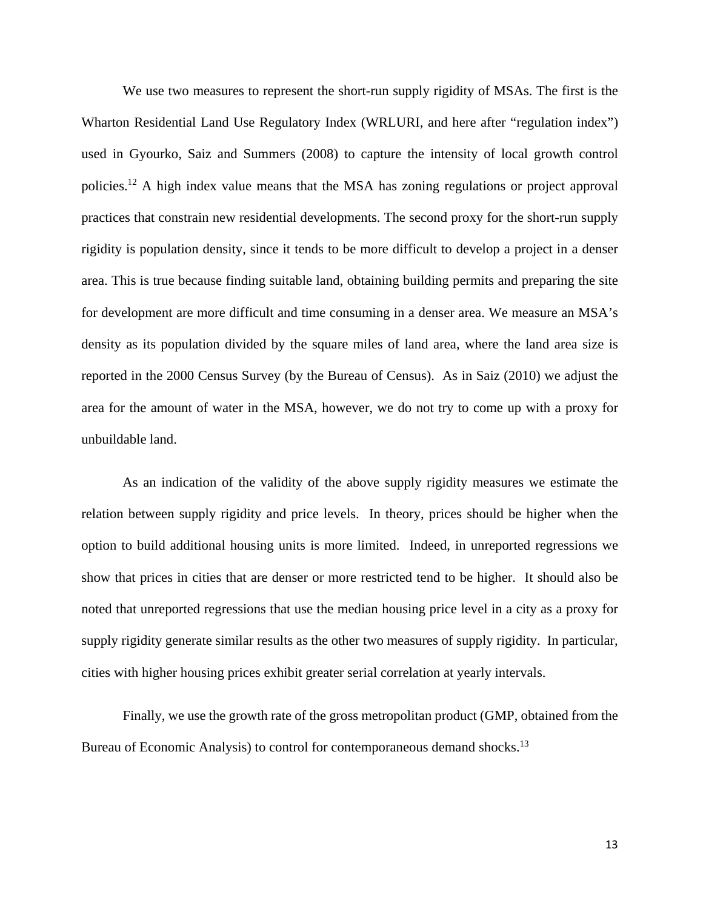We use two measures to represent the short-run supply rigidity of MSAs. The first is the Wharton Residential Land Use Regulatory Index (WRLURI, and here after "regulation index") used in Gyourko, Saiz and Summers (2008) to capture the intensity of local growth control policies.[12] A high index value means that the MSA has zoning regulations or project approval practices that constrain new residential developments. The second proxy for the short-run supply rigidity is population density, since it tends to be more difficult to develop a project in a denser area. This is true because finding suitable land, obtaining building permits and preparing the site for development are more difficult and time consuming in a denser area. We measure an MSA's density as its population divided by the square miles of land area, where the land area size is reported in the 2000 Census Survey (by the Bureau of Census). As in Saiz (2010) we adjust the area for the amount of water in the MSA, however, we do not try to come up with a proxy for unbuildable land.

As an indication of the validity of the above supply rigidity measures we estimate the relation between supply rigidity and price levels. In theory, prices should be higher when the option to build additional housing units is more limited. Indeed, in unreported regressions we show that prices in cities that are denser or more restricted tend to be higher. It should also be noted that unreported regressions that use the median housing price level in a city as a proxy for supply rigidity generate similar results as the other two measures of supply rigidity. In particular, cities with higher housing prices exhibit greater serial correlation at yearly intervals.

Finally, we use the growth rate of the gross metropolitan product (GMP, obtained from the Bureau of Economic Analysis) to control for contemporaneous demand shocks.[13]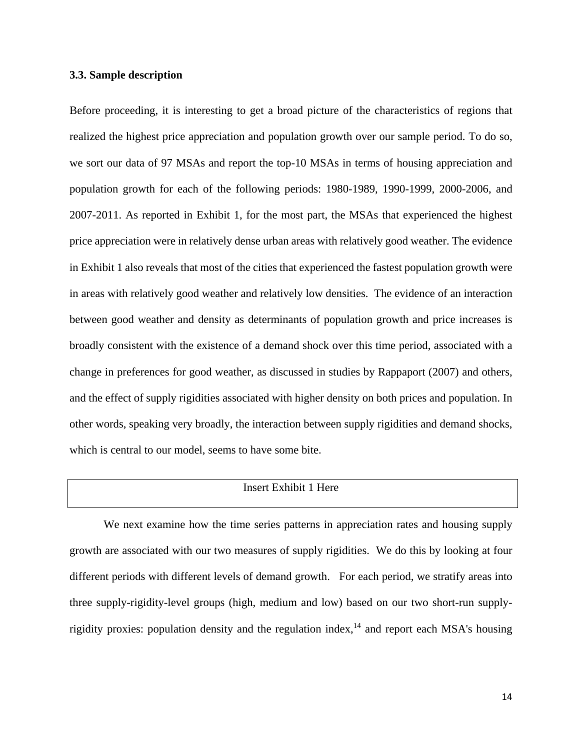### 3.3. Sample description

Before proceeding, it is interesting to get a broad picture of the characteristics of regions that realized the highest price appreciation and population growth over our sample period. To do so, we sort our data of 97 MSAs and report the top-10 MSAs in terms of housing appreciation and population growth for each of the following periods: 1980-1989, 1990-1999, 2000-2006, and 2007-2011. As reported in Exhibit 1, for the most part, the MSAs that experienced the highest price appreciation were in relatively dense urban areas with relatively good weather. The evidence in Exhibit 1 also reveals that most of the cities that experienced the fastest population growth were in areas with relatively good weather and relatively low densities. The evidence of an interaction between good weather and density as determinants of population growth and price increases is broadly consistent with the existence of a demand shock over this time period, associated with a change in preferences for good weather, as discussed in studies by Rappaport (2007) and others, and the effect of supply rigidities associated with higher density on both prices and population. In other words, speaking very broadly, the interaction between supply rigidities and demand shocks, which is central to our model, seems to have some bite.

Insert Exhibit 1 Here

We next examine how the time series patterns in appreciation rates and housing supply growth are associated with our two measures of supply rigidities. We do this by looking at four different periods with different levels of demand growth. For each period, we stratify areas into three supply-rigidity-level groups (high, medium and low) based on our two short-run supply-rigidity proxies: population density and the regulation index,[14] and report each MSA's housing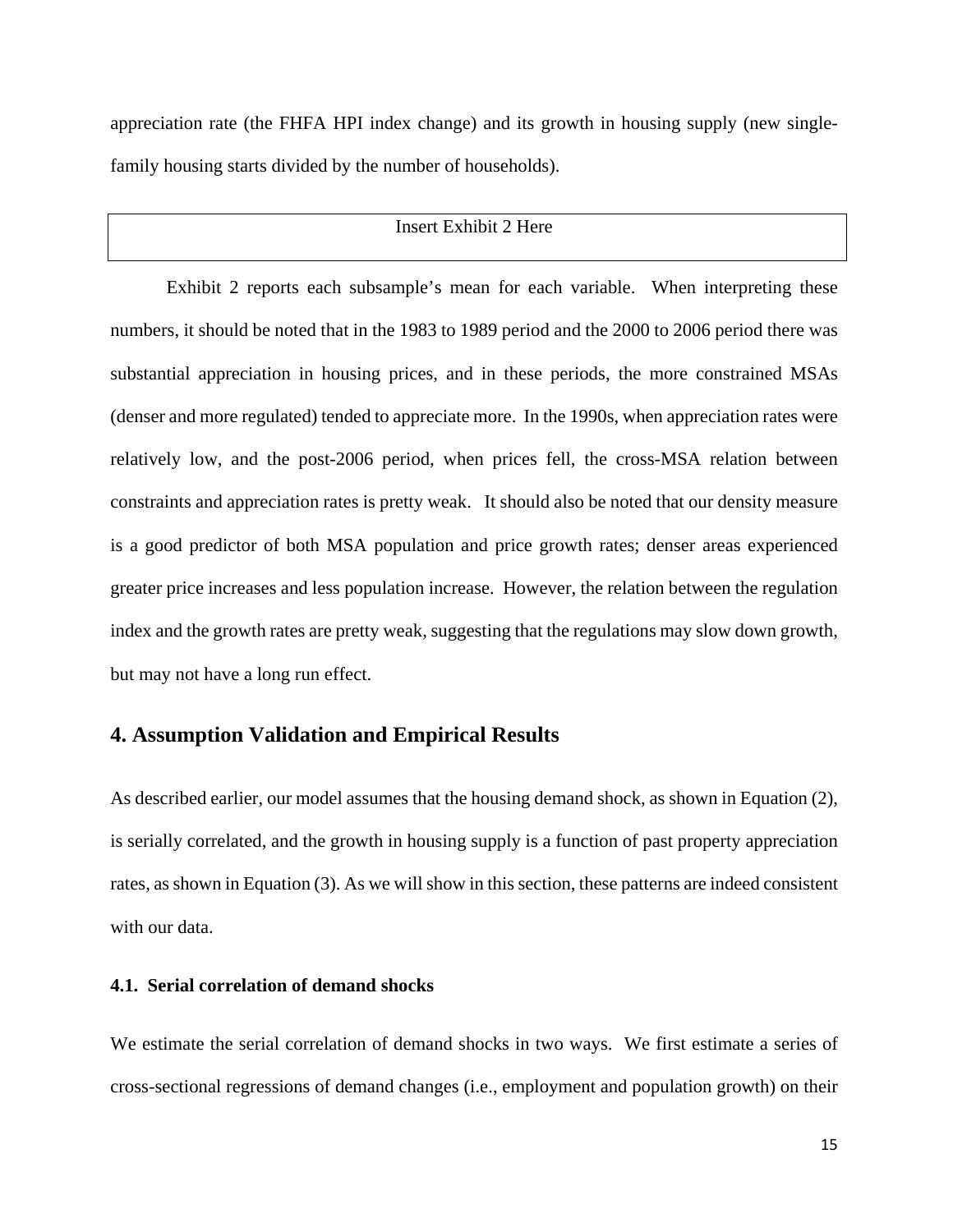appreciation rate (the FHFA HPI index change) and its growth in housing supply (new single-family housing starts divided by the number of households).

Insert Exhibit 2 Here

Exhibit 2 reports each subsample's mean for each variable. When interpreting these numbers, it should be noted that in the 1983 to 1989 period and the 2000 to 2006 period there was substantial appreciation in housing prices, and in these periods, the more constrained MSAs (denser and more regulated) tended to appreciate more. In the 1990s, when appreciation rates were relatively low, and the post-2006 period, when prices fell, the cross-MSA relation between constraints and appreciation rates is pretty weak. It should also be noted that our density measure is a good predictor of both MSA population and price growth rates; denser areas experienced greater price increases and less population increase. However, the relation between the regulation index and the growth rates are pretty weak, suggesting that the regulations may slow down growth, but may not have a long run effect.

## 4. Assumption Validation and Empirical Results

As described earlier, our model assumes that the housing demand shock, as shown in Equation (2), is serially correlated, and the growth in housing supply is a function of past property appreciation rates, as shown in Equation (3). As we will show in this section, these patterns are indeed consistent with our data.

### 4.1. Serial correlation of demand shocks

We estimate the serial correlation of demand shocks in two ways. We first estimate a series of cross-sectional regressions of demand changes (i.e., employment and population growth) on their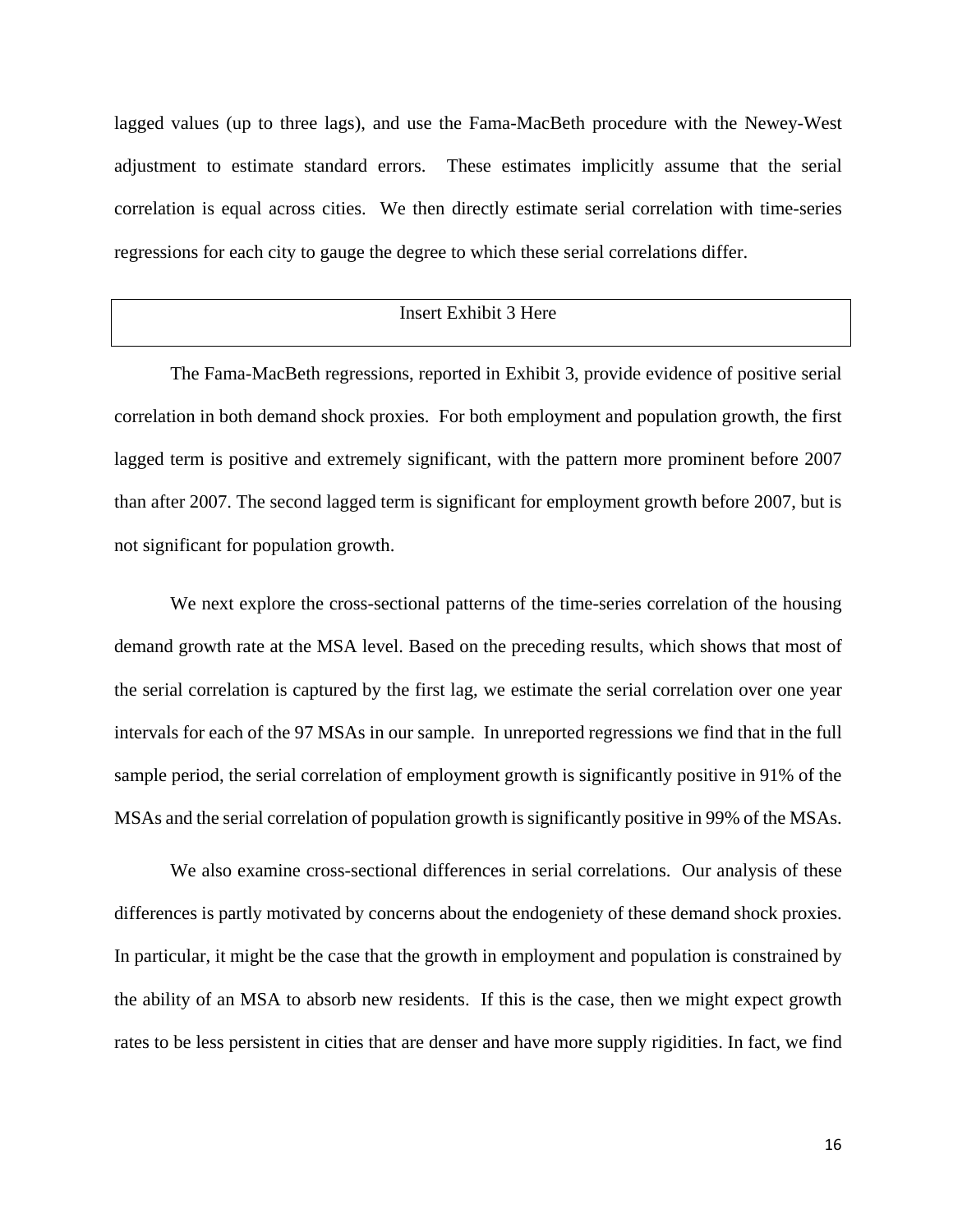lagged values (up to three lags), and use the Fama-MacBeth procedure with the Newey-West adjustment to estimate standard errors. These estimates implicitly assume that the serial correlation is equal across cities. We then directly estimate serial correlation with time-series regressions for each city to gauge the degree to which these serial correlations differ.

Insert Exhibit 3 Here

The Fama-MacBeth regressions, reported in Exhibit 3, provide evidence of positive serial correlation in both demand shock proxies. For both employment and population growth, the first lagged term is positive and extremely significant, with the pattern more prominent before 2007 than after 2007. The second lagged term is significant for employment growth before 2007, but is not significant for population growth.

We next explore the cross-sectional patterns of the time-series correlation of the housing demand growth rate at the MSA level. Based on the preceding results, which shows that most of the serial correlation is captured by the first lag, we estimate the serial correlation over one year intervals for each of the 97 MSAs in our sample. In unreported regressions we find that in the full sample period, the serial correlation of employment growth is significantly positive in 91% of the MSAs and the serial correlation of population growth is significantly positive in 99% of the MSAs.

We also examine cross-sectional differences in serial correlations. Our analysis of these differences is partly motivated by concerns about the endogeniety of these demand shock proxies. In particular, it might be the case that the growth in employment and population is constrained by the ability of an MSA to absorb new residents. If this is the case, then we might expect growth rates to be less persistent in cities that are denser and have more supply rigidities. In fact, we find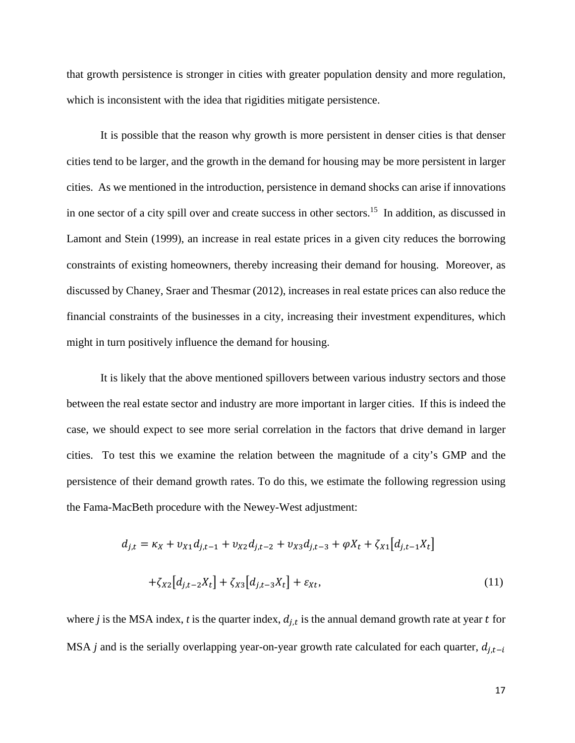that growth persistence is stronger in cities with greater population density and more regulation, which is inconsistent with the idea that rigidities mitigate persistence.

It is possible that the reason why growth is more persistent in denser cities is that denser cities tend to be larger, and the growth in the demand for housing may be more persistent in larger cities. As we mentioned in the introduction, persistence in demand shocks can arise if innovations in one sector of a city spill over and create success in other sectors.[15] In addition, as discussed in Lamont and Stein (1999), an increase in real estate prices in a given city reduces the borrowing constraints of existing homeowners, thereby increasing their demand for housing. Moreover, as discussed by Chaney, Sraer and Thesmar (2012), increases in real estate prices can also reduce the financial constraints of the businesses in a city, increasing their investment expenditures, which might in turn positively influence the demand for housing.

It is likely that the above mentioned spillovers between various industry sectors and those between the real estate sector and industry are more important in larger cities. If this is indeed the case, we should expect to see more serial correlation in the factors that drive demand in larger cities. To test this we examine the relation between the magnitude of a city's GMP and the persistence of their demand growth rates. To do this, we estimate the following regression using the Fama-MacBeth procedure with the Newey-West adjustment:

$$d_{j,t} = \kappa_X + \upsilon_{X1} d_{j,t-1} + \upsilon_{X2} d_{j,t-2} + \upsilon_{X3} d_{j,t-3} + \varphi X_t + \zeta_{X1}\left[d_{j,t-1} X_t\right] + \zeta_{X2}\left[d_{j,t-2} X_t\right] + \zeta_{X3}\left[d_{j,t-3} X_t\right] + \varepsilon_{Xt}, \tag{11}$$

where *j* is the MSA index, *t* is the quarter index, $d_{j,t}$ is the annual demand growth rate at year $t$ for MSA *j* and is the serially overlapping year-on-year growth rate calculated for each quarter, $d_{j,t-i}$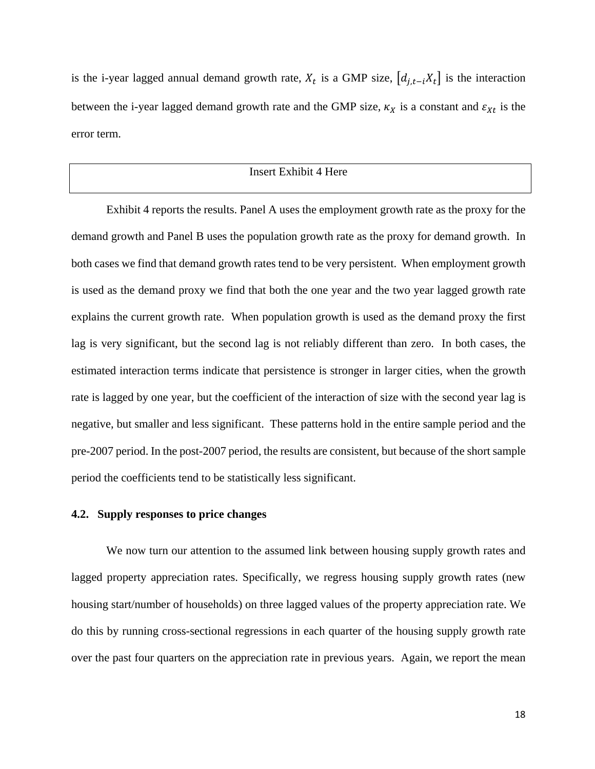is the i-year lagged annual demand growth rate, $X_t$ is a GMP size, $[d_{j,t-i}X_t]$ is the interaction between the i-year lagged demand growth rate and the GMP size, $\kappa_X$ is a constant and $\varepsilon_{Xt}$ is the error term.

Insert Exhibit 4 Here

Exhibit 4 reports the results. Panel A uses the employment growth rate as the proxy for the demand growth and Panel B uses the population growth rate as the proxy for demand growth. In both cases we find that demand growth rates tend to be very persistent. When employment growth is used as the demand proxy we find that both the one year and the two year lagged growth rate explains the current growth rate. When population growth is used as the demand proxy the first lag is very significant, but the second lag is not reliably different than zero. In both cases, the estimated interaction terms indicate that persistence is stronger in larger cities, when the growth rate is lagged by one year, but the coefficient of the interaction of size with the second year lag is negative, but smaller and less significant. These patterns hold in the entire sample period and the pre-2007 period. In the post-2007 period, the results are consistent, but because of the short sample period the coefficients tend to be statistically less significant.

### 4.2. Supply responses to price changes

We now turn our attention to the assumed link between housing supply growth rates and lagged property appreciation rates. Specifically, we regress housing supply growth rates (new housing start/number of households) on three lagged values of the property appreciation rate. We do this by running cross-sectional regressions in each quarter of the housing supply growth rate over the past four quarters on the appreciation rate in previous years. Again, we report the mean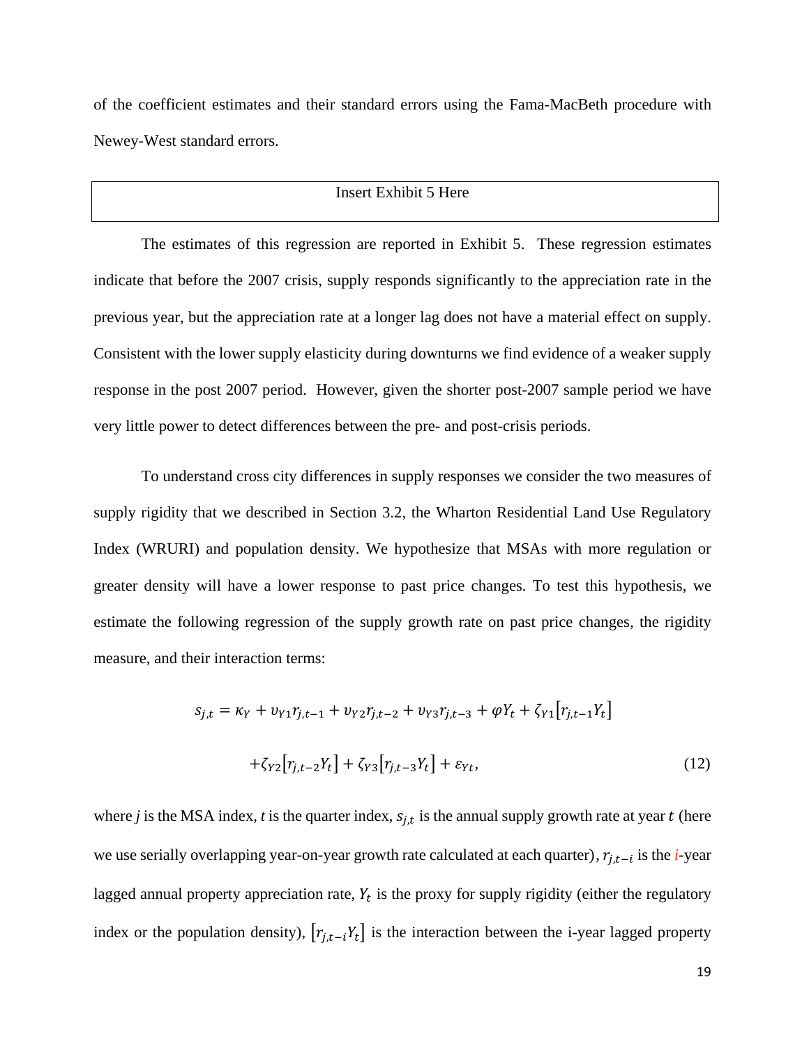of the coefficient estimates and their standard errors using the Fama-MacBeth procedure with Newey-West standard errors.

Insert Exhibit 5 Here

The estimates of this regression are reported in Exhibit 5. These regression estimates indicate that before the 2007 crisis, supply responds significantly to the appreciation rate in the previous year, but the appreciation rate at a longer lag does not have a material effect on supply. Consistent with the lower supply elasticity during downturns we find evidence of a weaker supply response in the post 2007 period. However, given the shorter post-2007 sample period we have very little power to detect differences between the pre- and post-crisis periods.

To understand cross city differences in supply responses we consider the two measures of supply rigidity that we described in Section 3.2, the Wharton Residential Land Use Regulatory Index (WRURI) and population density. We hypothesize that MSAs with more regulation or greater density will have a lower response to past price changes. To test this hypothesis, we estimate the following regression of the supply growth rate on past price changes, the rigidity measure, and their interaction terms:

$$s_{j,t} = \kappa_Y + \upsilon_{Y1} r_{j,t-1} + \upsilon_{Y2} r_{j,t-2} + \upsilon_{Y3} r_{j,t-3} + \varphi Y_t + \zeta_{Y1}[r_{j,t-1} Y_t]$$

$$+\zeta_{Y2}[r_{j,t-2} Y_t] + \zeta_{Y3}[r_{j,t-3} Y_t] + \varepsilon_{Yt}, \tag{12}$$

where *j* is the MSA index, *t* is the quarter index, $s_{j,t}$ is the annual supply growth rate at year $t$ (here we use serially overlapping year-on-year growth rate calculated at each quarter), $r_{j,t-i}$ is the *i*-year lagged annual property appreciation rate, $Y_t$ is the proxy for supply rigidity (either the regulatory index or the population density), $[r_{j,t-i} Y_t]$ is the interaction between the i-year lagged property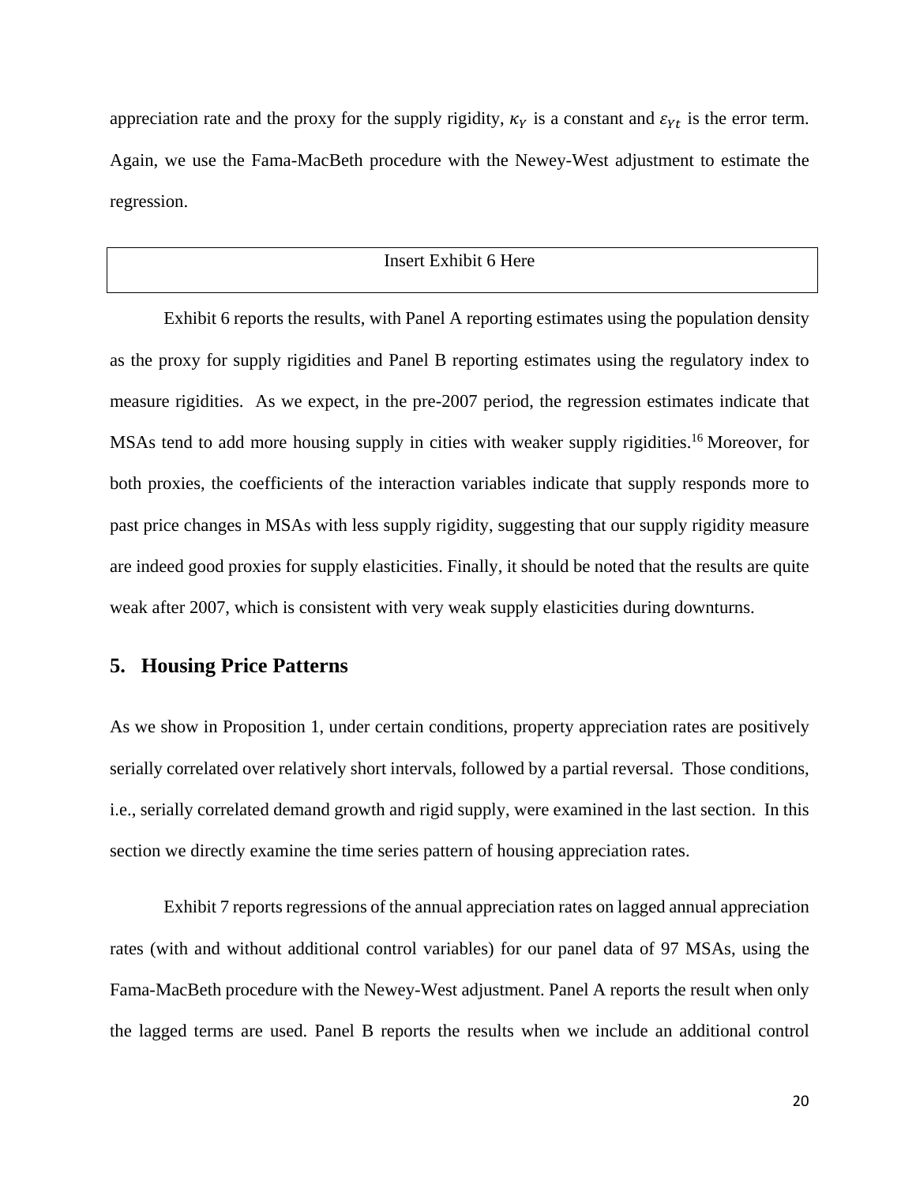appreciation rate and the proxy for the supply rigidity, $\kappa_Y$ is a constant and $\varepsilon_{Yt}$ is the error term. Again, we use the Fama-MacBeth procedure with the Newey-West adjustment to estimate the regression.

Insert Exhibit 6 Here

Exhibit 6 reports the results, with Panel A reporting estimates using the population density as the proxy for supply rigidities and Panel B reporting estimates using the regulatory index to measure rigidities. As we expect, in the pre-2007 period, the regression estimates indicate that MSAs tend to add more housing supply in cities with weaker supply rigidities.[16] Moreover, for both proxies, the coefficients of the interaction variables indicate that supply responds more to past price changes in MSAs with less supply rigidity, suggesting that our supply rigidity measure are indeed good proxies for supply elasticities. Finally, it should be noted that the results are quite weak after 2007, which is consistent with very weak supply elasticities during downturns.

## 5. Housing Price Patterns

As we show in Proposition 1, under certain conditions, property appreciation rates are positively serially correlated over relatively short intervals, followed by a partial reversal. Those conditions, i.e., serially correlated demand growth and rigid supply, were examined in the last section. In this section we directly examine the time series pattern of housing appreciation rates.

Exhibit 7 reports regressions of the annual appreciation rates on lagged annual appreciation rates (with and without additional control variables) for our panel data of 97 MSAs, using the Fama-MacBeth procedure with the Newey-West adjustment. Panel A reports the result when only the lagged terms are used. Panel B reports the results when we include an additional control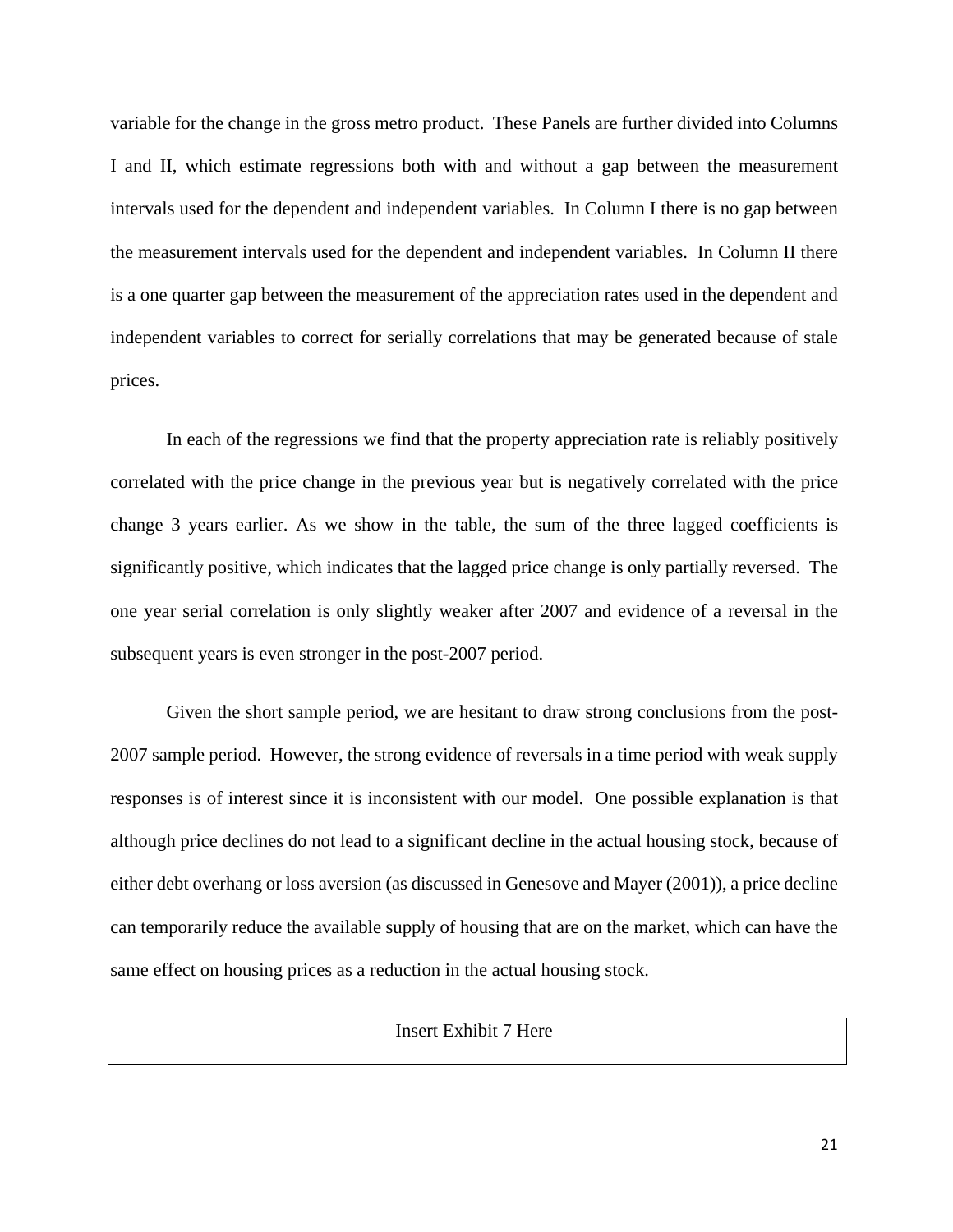variable for the change in the gross metro product. These Panels are further divided into Columns I and II, which estimate regressions both with and without a gap between the measurement intervals used for the dependent and independent variables. In Column I there is no gap between the measurement intervals used for the dependent and independent variables. In Column II there is a one quarter gap between the measurement of the appreciation rates used in the dependent and independent variables to correct for serially correlations that may be generated because of stale prices.

In each of the regressions we find that the property appreciation rate is reliably positively correlated with the price change in the previous year but is negatively correlated with the price change 3 years earlier. As we show in the table, the sum of the three lagged coefficients is significantly positive, which indicates that the lagged price change is only partially reversed. The one year serial correlation is only slightly weaker after 2007 and evidence of a reversal in the subsequent years is even stronger in the post-2007 period.

Given the short sample period, we are hesitant to draw strong conclusions from the post-2007 sample period. However, the strong evidence of reversals in a time period with weak supply responses is of interest since it is inconsistent with our model. One possible explanation is that although price declines do not lead to a significant decline in the actual housing stock, because of either debt overhang or loss aversion (as discussed in Genesove and Mayer (2001)), a price decline can temporarily reduce the available supply of housing that are on the market, which can have the same effect on housing prices as a reduction in the actual housing stock.

Insert Exhibit 7 Here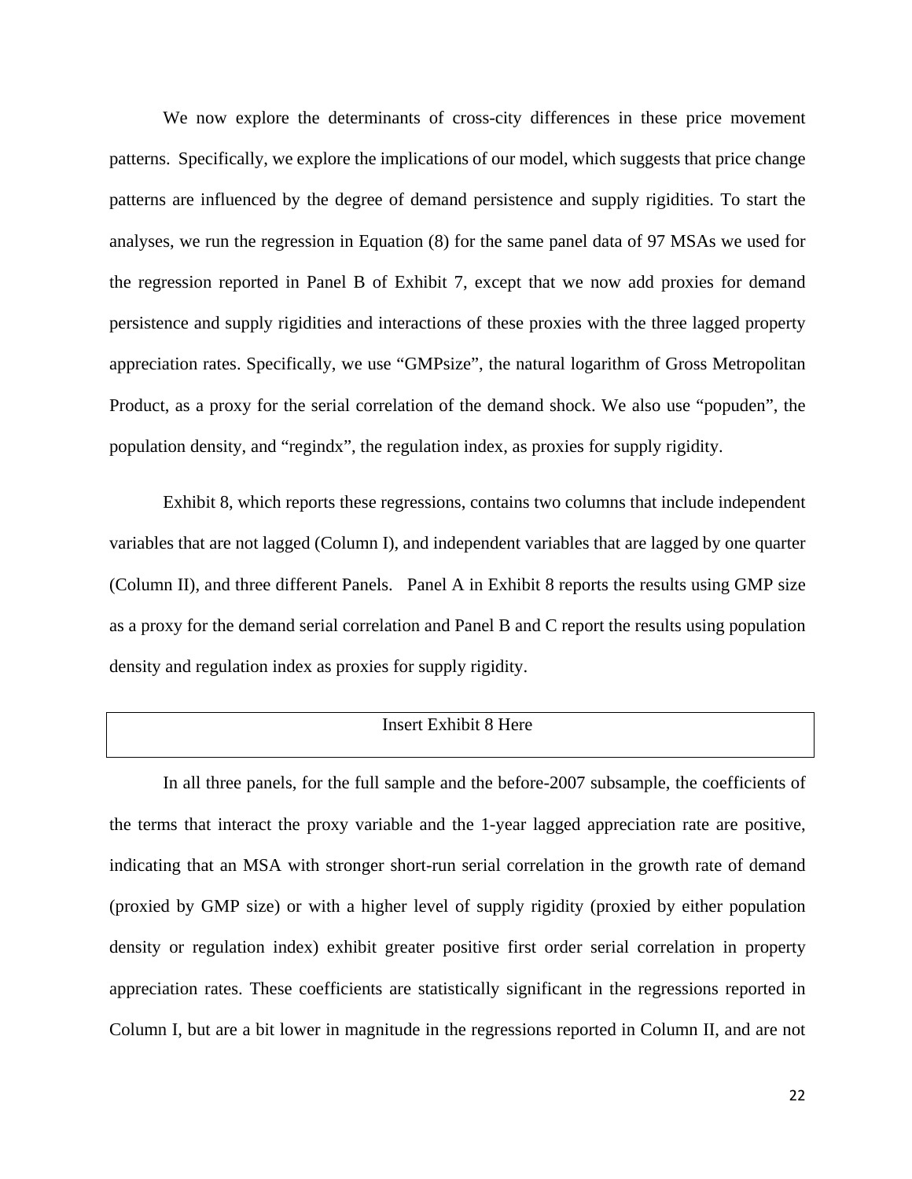We now explore the determinants of cross-city differences in these price movement patterns. Specifically, we explore the implications of our model, which suggests that price change patterns are influenced by the degree of demand persistence and supply rigidities. To start the analyses, we run the regression in Equation (8) for the same panel data of 97 MSAs we used for the regression reported in Panel B of Exhibit 7, except that we now add proxies for demand persistence and supply rigidities and interactions of these proxies with the three lagged property appreciation rates. Specifically, we use "GMPsize", the natural logarithm of Gross Metropolitan Product, as a proxy for the serial correlation of the demand shock. We also use "popuden", the population density, and "regindx", the regulation index, as proxies for supply rigidity.

Exhibit 8, which reports these regressions, contains two columns that include independent variables that are not lagged (Column I), and independent variables that are lagged by one quarter (Column II), and three different Panels. Panel A in Exhibit 8 reports the results using GMP size as a proxy for the demand serial correlation and Panel B and C report the results using population density and regulation index as proxies for supply rigidity.

| Insert Exhibit 8 Here |
|---|

In all three panels, for the full sample and the before-2007 subsample, the coefficients of the terms that interact the proxy variable and the 1-year lagged appreciation rate are positive, indicating that an MSA with stronger short-run serial correlation in the growth rate of demand (proxied by GMP size) or with a higher level of supply rigidity (proxied by either population density or regulation index) exhibit greater positive first order serial correlation in property appreciation rates. These coefficients are statistically significant in the regressions reported in Column I, but are a bit lower in magnitude in the regressions reported in Column II, and are not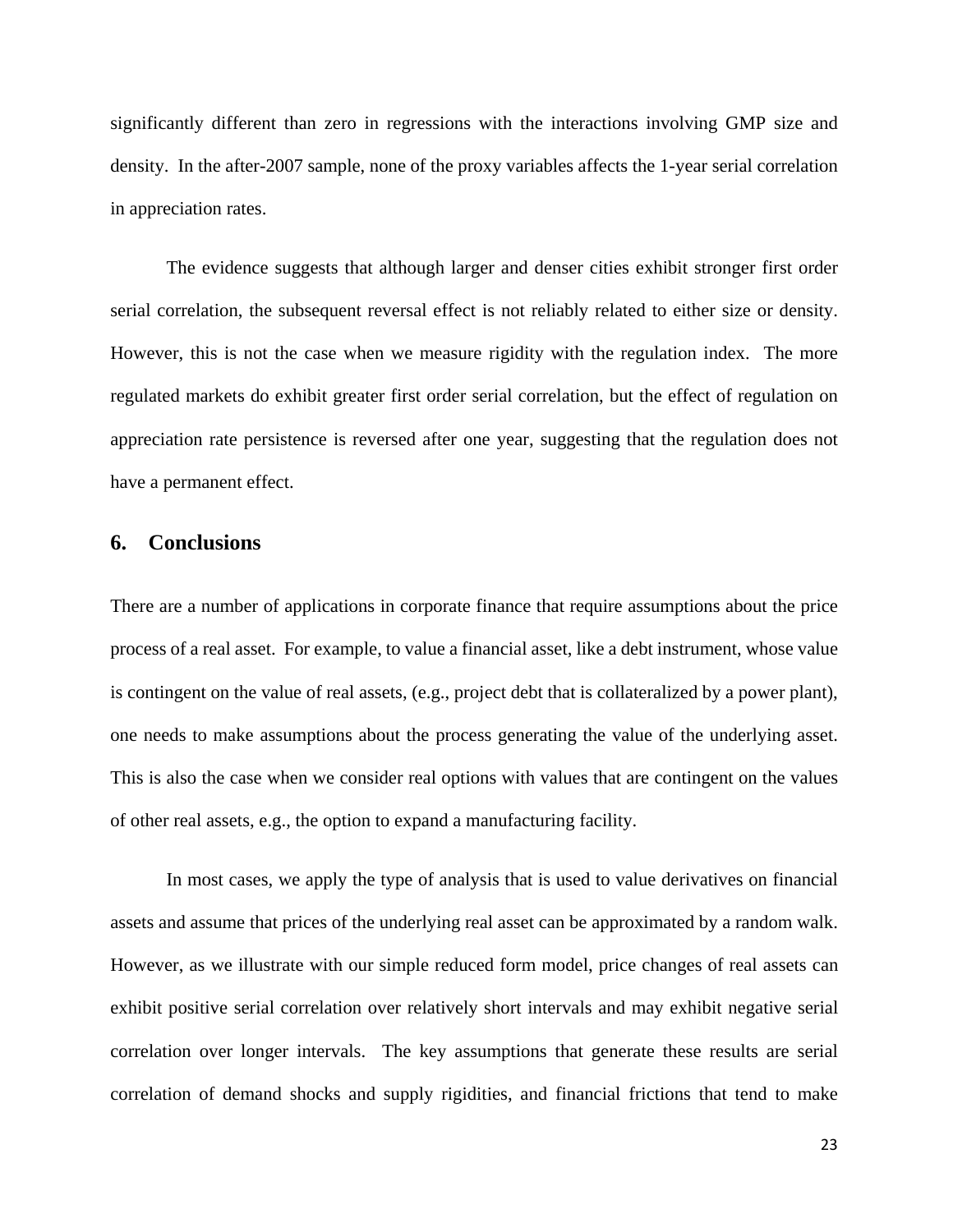significantly different than zero in regressions with the interactions involving GMP size and density. In the after-2007 sample, none of the proxy variables affects the 1-year serial correlation in appreciation rates.

The evidence suggests that although larger and denser cities exhibit stronger first order serial correlation, the subsequent reversal effect is not reliably related to either size or density. However, this is not the case when we measure rigidity with the regulation index. The more regulated markets do exhibit greater first order serial correlation, but the effect of regulation on appreciation rate persistence is reversed after one year, suggesting that the regulation does not have a permanent effect.

## 6. Conclusions

There are a number of applications in corporate finance that require assumptions about the price process of a real asset. For example, to value a financial asset, like a debt instrument, whose value is contingent on the value of real assets, (e.g., project debt that is collateralized by a power plant), one needs to make assumptions about the process generating the value of the underlying asset. This is also the case when we consider real options with values that are contingent on the values of other real assets, e.g., the option to expand a manufacturing facility.

In most cases, we apply the type of analysis that is used to value derivatives on financial assets and assume that prices of the underlying real asset can be approximated by a random walk. However, as we illustrate with our simple reduced form model, price changes of real assets can exhibit positive serial correlation over relatively short intervals and may exhibit negative serial correlation over longer intervals. The key assumptions that generate these results are serial correlation of demand shocks and supply rigidities, and financial frictions that tend to make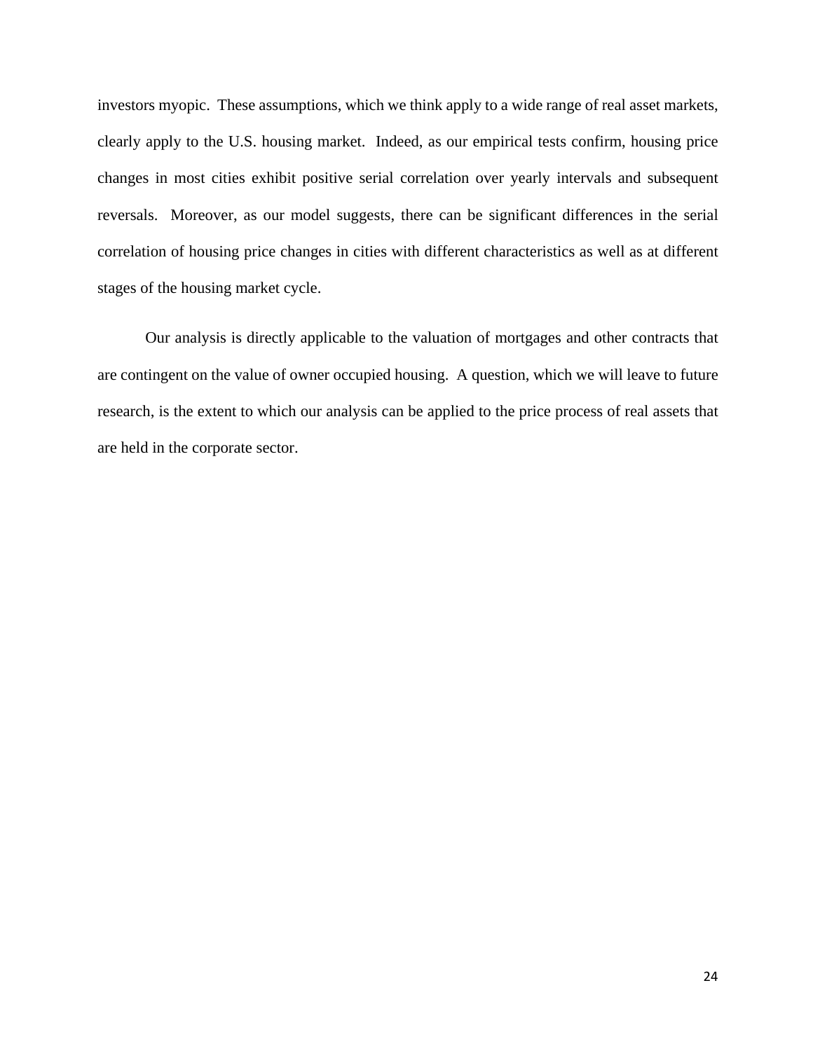investors myopic. These assumptions, which we think apply to a wide range of real asset markets, clearly apply to the U.S. housing market. Indeed, as our empirical tests confirm, housing price changes in most cities exhibit positive serial correlation over yearly intervals and subsequent reversals. Moreover, as our model suggests, there can be significant differences in the serial correlation of housing price changes in cities with different characteristics as well as at different stages of the housing market cycle.

Our analysis is directly applicable to the valuation of mortgages and other contracts that are contingent on the value of owner occupied housing. A question, which we will leave to future research, is the extent to which our analysis can be applied to the price process of real assets that are held in the corporate sector.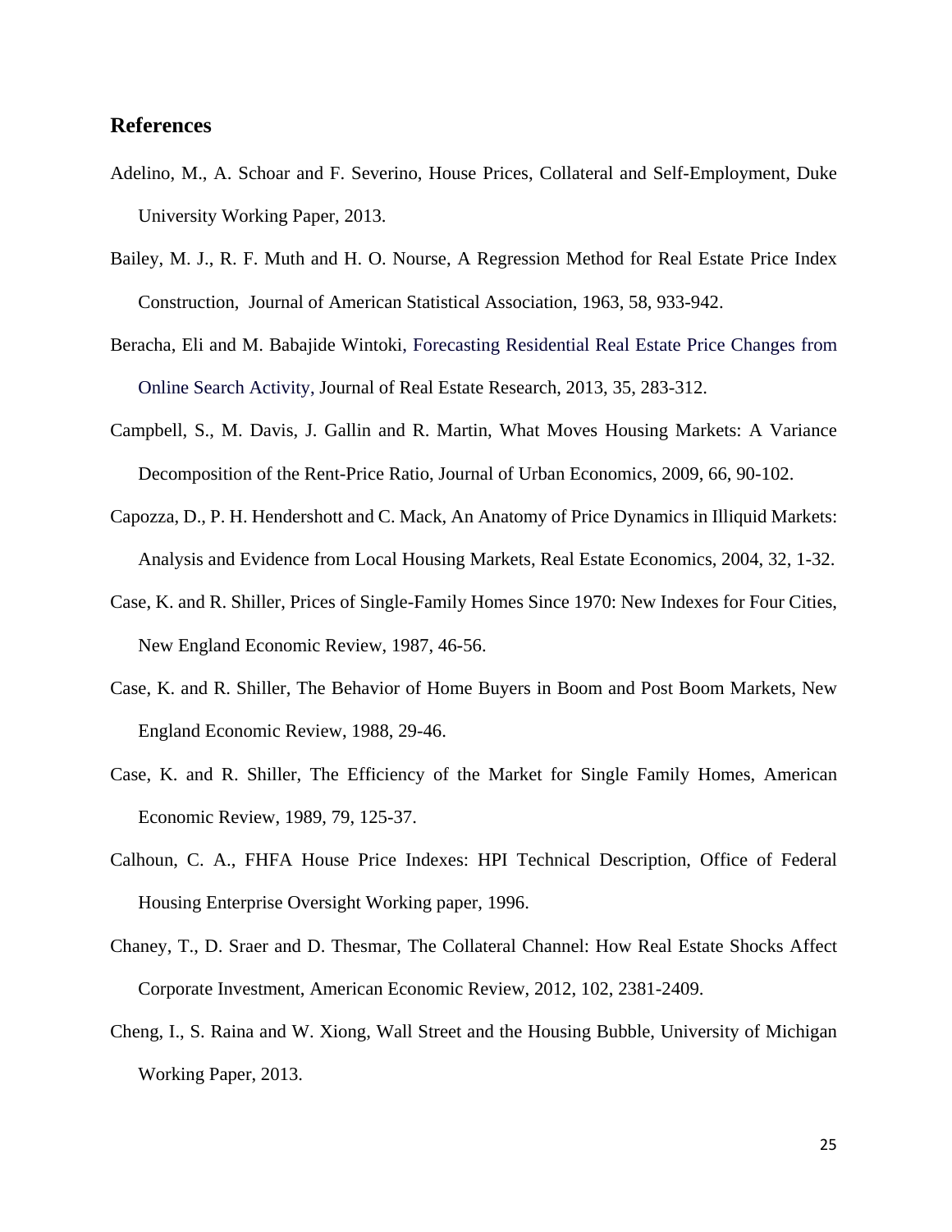## References

Adelino, M., A. Schoar and F. Severino, House Prices, Collateral and Self-Employment, Duke University Working Paper, 2013.

Bailey, M. J., R. F. Muth and H. O. Nourse, A Regression Method for Real Estate Price Index Construction, Journal of American Statistical Association, 1963, 58, 933-942.

Beracha, Eli and M. Babajide Wintoki, Forecasting Residential Real Estate Price Changes from Online Search Activity, Journal of Real Estate Research, 2013, 35, 283-312.

Campbell, S., M. Davis, J. Gallin and R. Martin, What Moves Housing Markets: A Variance Decomposition of the Rent-Price Ratio, Journal of Urban Economics, 2009, 66, 90-102.

Capozza, D., P. H. Hendershott and C. Mack, An Anatomy of Price Dynamics in Illiquid Markets: Analysis and Evidence from Local Housing Markets, Real Estate Economics, 2004, 32, 1-32.

Case, K. and R. Shiller, Prices of Single-Family Homes Since 1970: New Indexes for Four Cities, New England Economic Review, 1987, 46-56.

Case, K. and R. Shiller, The Behavior of Home Buyers in Boom and Post Boom Markets, New England Economic Review, 1988, 29-46.

Case, K. and R. Shiller, The Efficiency of the Market for Single Family Homes, American Economic Review, 1989, 79, 125-37.

Calhoun, C. A., FHFA House Price Indexes: HPI Technical Description, Office of Federal Housing Enterprise Oversight Working paper, 1996.

Chaney, T., D. Sraer and D. Thesmar, The Collateral Channel: How Real Estate Shocks Affect Corporate Investment, American Economic Review, 2012, 102, 2381-2409.

Cheng, I., S. Raina and W. Xiong, Wall Street and the Housing Bubble, University of Michigan Working Paper, 2013.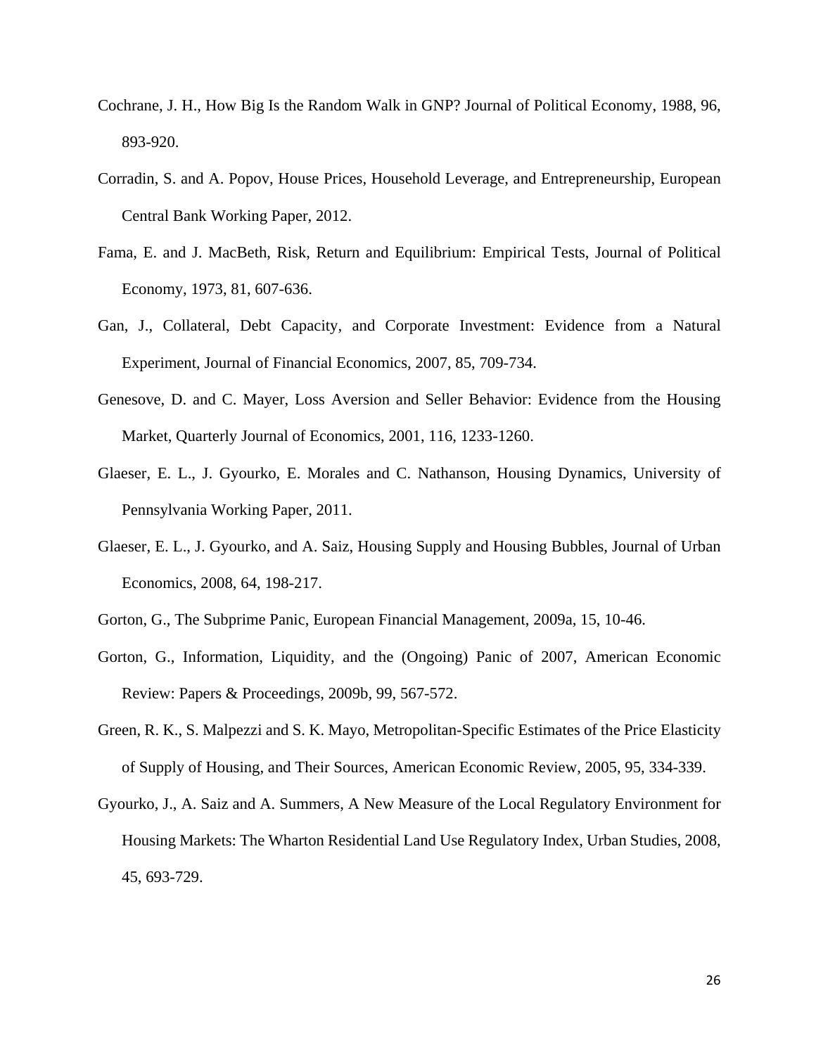Cochrane, J. H., How Big Is the Random Walk in GNP? Journal of Political Economy, 1988, 96, 893-920.

Corradin, S. and A. Popov, House Prices, Household Leverage, and Entrepreneurship, European Central Bank Working Paper, 2012.

Fama, E. and J. MacBeth, Risk, Return and Equilibrium: Empirical Tests, Journal of Political Economy, 1973, 81, 607-636.

Gan, J., Collateral, Debt Capacity, and Corporate Investment: Evidence from a Natural Experiment, Journal of Financial Economics, 2007, 85, 709-734.

Genesove, D. and C. Mayer, Loss Aversion and Seller Behavior: Evidence from the Housing Market, Quarterly Journal of Economics, 2001, 116, 1233-1260.

Glaeser, E. L., J. Gyourko, E. Morales and C. Nathanson, Housing Dynamics, University of Pennsylvania Working Paper, 2011.

Glaeser, E. L., J. Gyourko, and A. Saiz, Housing Supply and Housing Bubbles, Journal of Urban Economics, 2008, 64, 198-217.

Gorton, G., The Subprime Panic, European Financial Management, 2009a, 15, 10-46.

Gorton, G., Information, Liquidity, and the (Ongoing) Panic of 2007, American Economic Review: Papers & Proceedings, 2009b, 99, 567-572.

Green, R. K., S. Malpezzi and S. K. Mayo, Metropolitan-Specific Estimates of the Price Elasticity of Supply of Housing, and Their Sources, American Economic Review, 2005, 95, 334-339.

Gyourko, J., A. Saiz and A. Summers, A New Measure of the Local Regulatory Environment for Housing Markets: The Wharton Residential Land Use Regulatory Index, Urban Studies, 2008, 45, 693-729.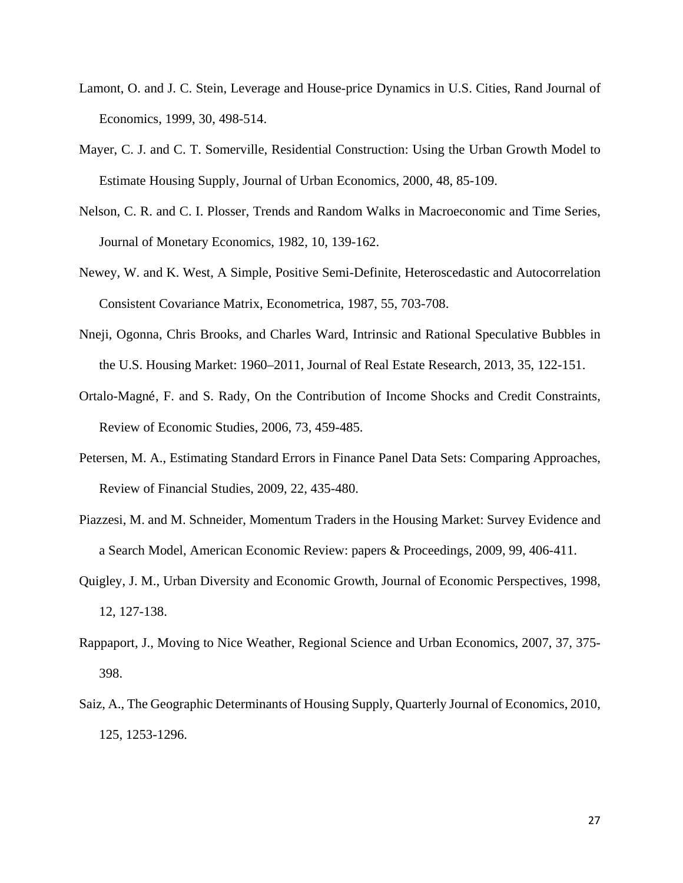Lamont, O. and J. C. Stein, Leverage and House-price Dynamics in U.S. Cities, Rand Journal of Economics, 1999, 30, 498-514.

Mayer, C. J. and C. T. Somerville, Residential Construction: Using the Urban Growth Model to Estimate Housing Supply, Journal of Urban Economics, 2000, 48, 85-109.

Nelson, C. R. and C. I. Plosser, Trends and Random Walks in Macroeconomic and Time Series, Journal of Monetary Economics, 1982, 10, 139-162.

Newey, W. and K. West, A Simple, Positive Semi-Definite, Heteroscedastic and Autocorrelation Consistent Covariance Matrix, Econometrica, 1987, 55, 703-708.

Nneji, Ogonna, Chris Brooks, and Charles Ward, Intrinsic and Rational Speculative Bubbles in the U.S. Housing Market: 1960–2011, Journal of Real Estate Research, 2013, 35, 122-151.

Ortalo-Magné, F. and S. Rady, On the Contribution of Income Shocks and Credit Constraints, Review of Economic Studies, 2006, 73, 459-485.

Petersen, M. A., Estimating Standard Errors in Finance Panel Data Sets: Comparing Approaches, Review of Financial Studies, 2009, 22, 435-480.

Piazzesi, M. and M. Schneider, Momentum Traders in the Housing Market: Survey Evidence and a Search Model, American Economic Review: papers & Proceedings, 2009, 99, 406-411.

Quigley, J. M., Urban Diversity and Economic Growth, Journal of Economic Perspectives, 1998, 12, 127-138.

Rappaport, J., Moving to Nice Weather, Regional Science and Urban Economics, 2007, 37, 375-398.

Saiz, A., The Geographic Determinants of Housing Supply, Quarterly Journal of Economics, 2010, 125, 1253-1296.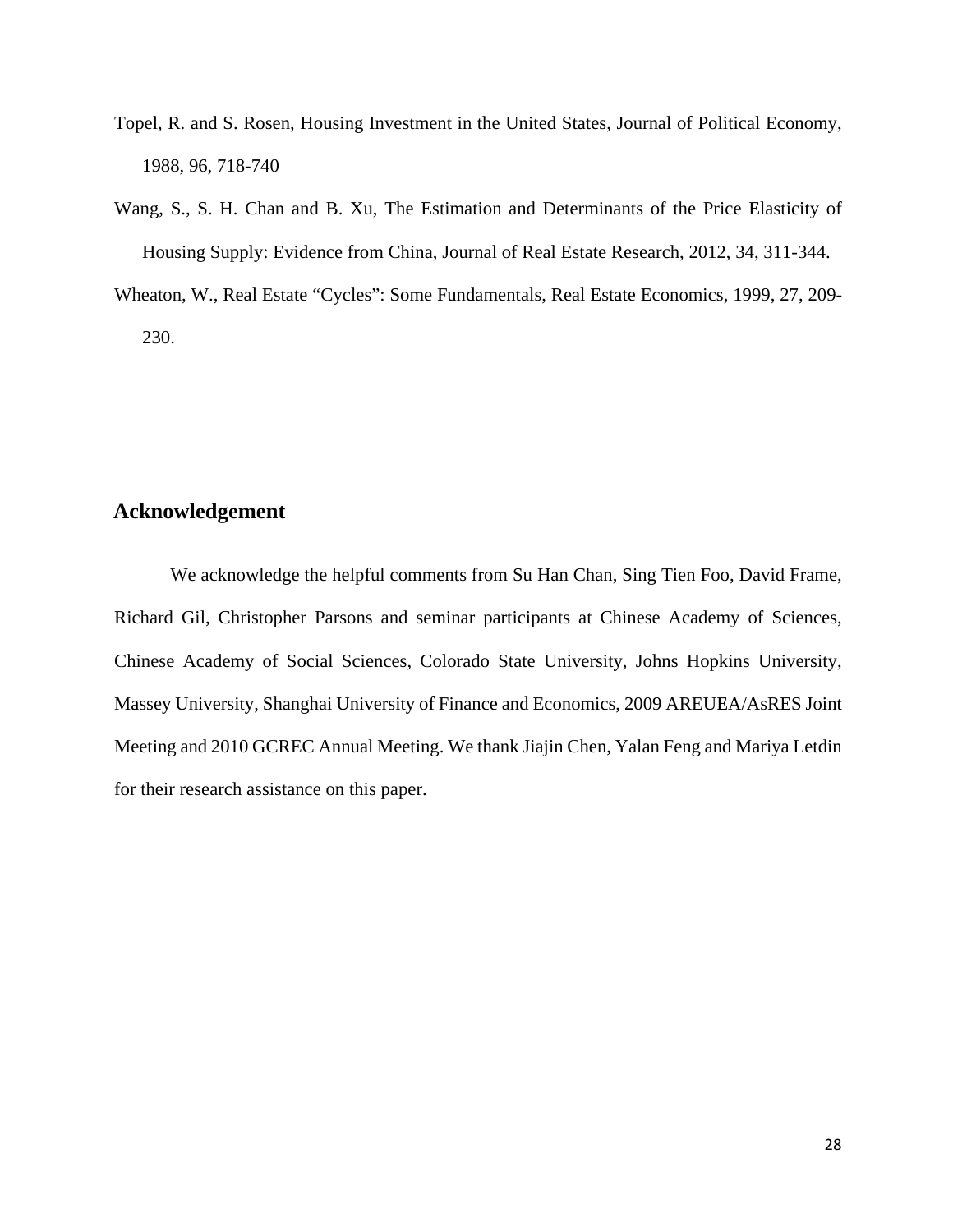Topel, R. and S. Rosen, Housing Investment in the United States, Journal of Political Economy, 1988, 96, 718-740

Wang, S., S. H. Chan and B. Xu, The Estimation and Determinants of the Price Elasticity of Housing Supply: Evidence from China, Journal of Real Estate Research, 2012, 34, 311-344.

Wheaton, W., Real Estate "Cycles": Some Fundamentals, Real Estate Economics, 1999, 27, 209-230.

## Acknowledgement

We acknowledge the helpful comments from Su Han Chan, Sing Tien Foo, David Frame, Richard Gil, Christopher Parsons and seminar participants at Chinese Academy of Sciences, Chinese Academy of Social Sciences, Colorado State University, Johns Hopkins University, Massey University, Shanghai University of Finance and Economics, 2009 AREUEA/AsRES Joint Meeting and 2010 GCREC Annual Meeting. We thank Jiajin Chen, Yalan Feng and Mariya Letdin for their research assistance on this paper.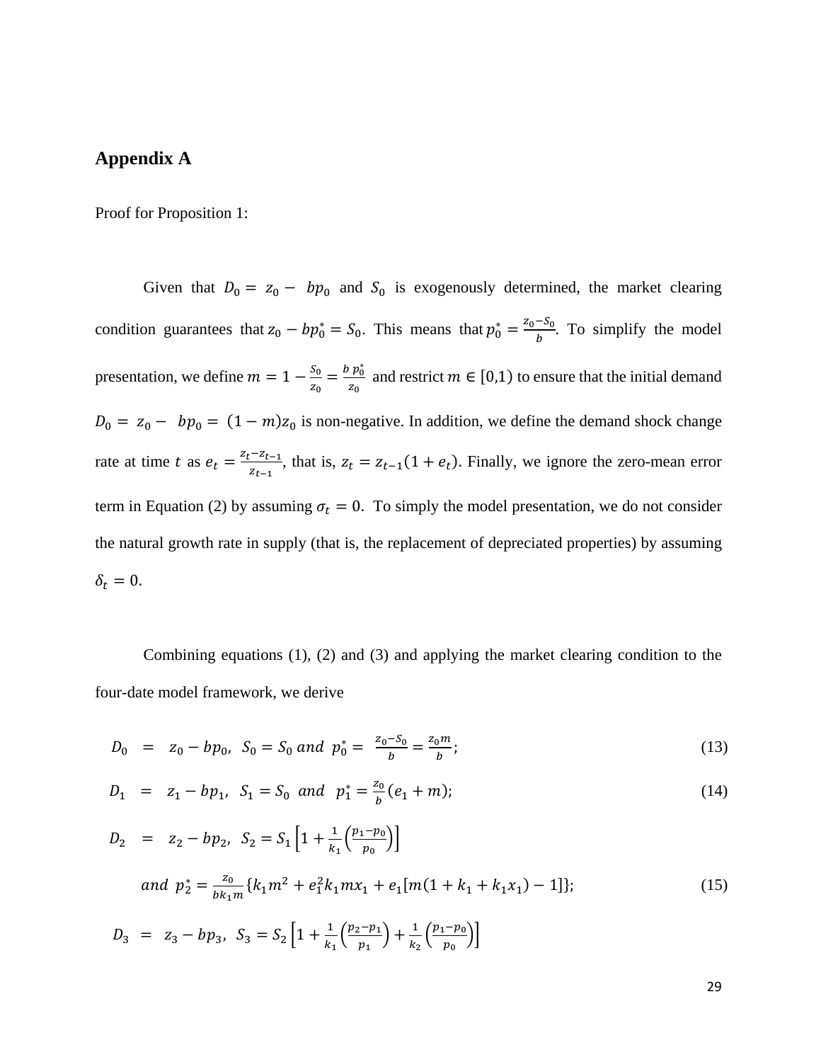## Appendix A

Proof for Proposition 1:

Given that $D_0 = z_0 - bp_0$ and $S_0$ is exogenously determined, the market clearing condition guarantees that $z_0 - bp_0^* = S_0$. This means that $p_0^* = \frac{z_0 - S_0}{b}$. To simplify the model presentation, we define $m = 1 - \frac{S_0}{z_0} = \frac{b\,p_0^*}{z_0}$ and restrict $m \in [0,1)$ to ensure that the initial demand $D_0 = z_0 - bp_0 = (1-m)z_0$ is non-negative. In addition, we define the demand shock change rate at time $t$ as $e_t = \frac{z_t - z_{t-1}}{z_{t-1}}$, that is, $z_t = z_{t-1}(1+e_t)$. Finally, we ignore the zero-mean error term in Equation (2) by assuming $\sigma_t = 0$. To simply the model presentation, we do not consider the natural growth rate in supply (that is, the replacement of depreciated properties) by assuming $\delta_t = 0$.

Combining equations (1), (2) and (3) and applying the market clearing condition to the four-date model framework, we derive

$$D_0 = z_0 - bp_0, \;\; S_0 = S_0 \; and \;\; p_0^* = \frac{z_0 - S_0}{b} = \frac{z_0 m}{b}; \tag{13}$$

$$D_1 = z_1 - bp_1, \;\; S_1 = S_0 \;\; and \;\; p_1^* = \frac{z_0}{b}(e_1 + m); \tag{14}$$

$$D_2 = z_2 - bp_2, \;\; S_2 = S_1\left[1 + \frac{1}{k_1}\left(\frac{p_1 - p_0}{p_0}\right)\right]$$

$$and \;\; p_2^* = \frac{z_0}{bk_1 m}\{k_1 m^2 + e_1^2 k_1 m x_1 + e_1[m(1 + k_1 + k_1 x_1) - 1]\}; \tag{15}$$

$$D_3 = z_3 - bp_3, \;\; S_3 = S_2\left[1 + \frac{1}{k_1}\left(\frac{p_2 - p_1}{p_1}\right) + \frac{1}{k_2}\left(\frac{p_1 - p_0}{p_0}\right)\right]$$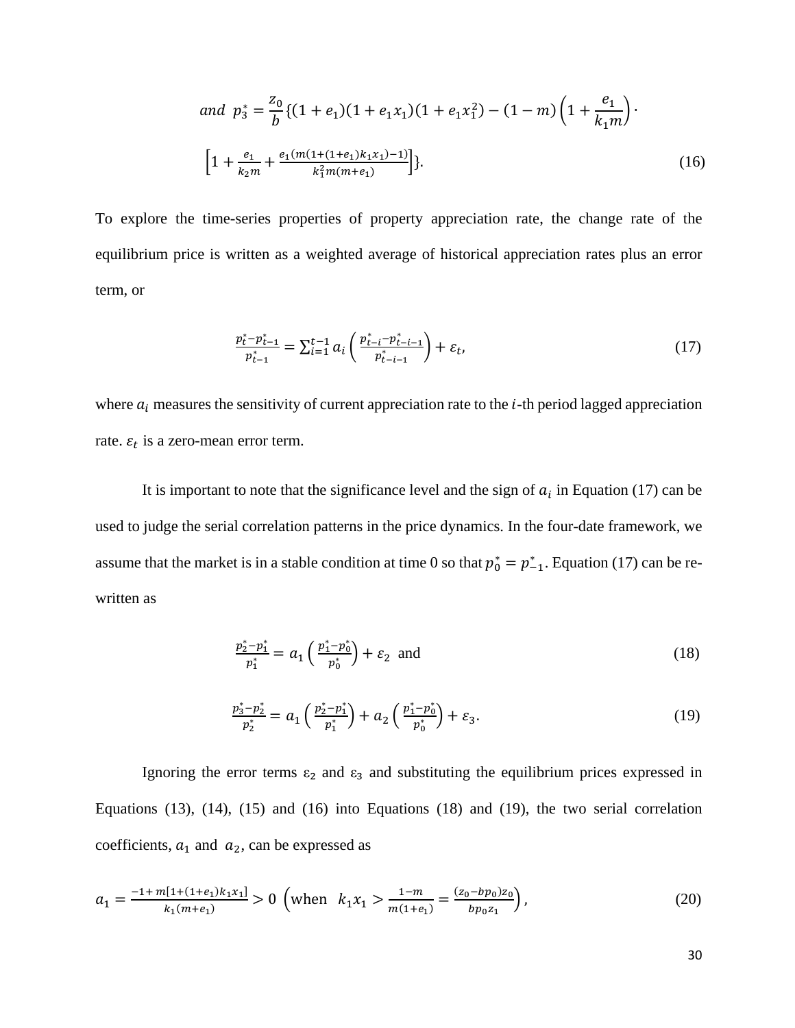$$and\ \ p_3^* = \frac{z_0}{b}\{(1+e_1)(1+e_1x_1)(1+e_1x_1^2) - (1-m)\left(1+\frac{e_1}{k_1m}\right)\cdot$$

$$\left[1+\frac{e_1}{k_2m}+\frac{e_1(m(1+(1+e_1)k_1x_1)-1)}{k_1^2m(m+e_1)}\right]\}. \tag{16}$$

To explore the time-series properties of property appreciation rate, the change rate of the equilibrium price is written as a weighted average of historical appreciation rates plus an error term, or

$$\frac{p_t^*-p_{t-1}^*}{p_{t-1}^*} = \sum_{i=1}^{t-1} a_i\left(\frac{p_{t-i}^*-p_{t-i-1}^*}{p_{t-i-1}^*}\right)+\varepsilon_t, \tag{17}$$

where $a_i$ measures the sensitivity of current appreciation rate to the $i$-th period lagged appreciation rate. $\varepsilon_t$ is a zero-mean error term.

It is important to note that the significance level and the sign of $a_i$ in Equation (17) can be used to judge the serial correlation patterns in the price dynamics. In the four-date framework, we assume that the market is in a stable condition at time 0 so that $p_0^* = p_{-1}^*$. Equation (17) can be re-written as

$$\frac{p_2^*-p_1^*}{p_1^*} = a_1\left(\frac{p_1^*-p_0^*}{p_0^*}\right)+\varepsilon_2 \text{ and} \tag{18}$$

$$\frac{p_3^*-p_2^*}{p_2^*} = a_1\left(\frac{p_2^*-p_1^*}{p_1^*}\right)+a_2\left(\frac{p_1^*-p_0^*}{p_0^*}\right)+\varepsilon_3. \tag{19}$$

Ignoring the error terms $\varepsilon_2$ and $\varepsilon_3$ and substituting the equilibrium prices expressed in Equations (13), (14), (15) and (16) into Equations (18) and (19), the two serial correlation coefficients, $a_1$ and $a_2$, can be expressed as

$$a_1 = \frac{-1+m[1+(1+e_1)k_1x_1]}{k_1(m+e_1)} > 0\ \left(\text{when}\ \ k_1x_1 > \frac{1-m}{m(1+e_1)} = \frac{(z_0-bp_0)z_0}{bp_0z_1}\right), \tag{20}$$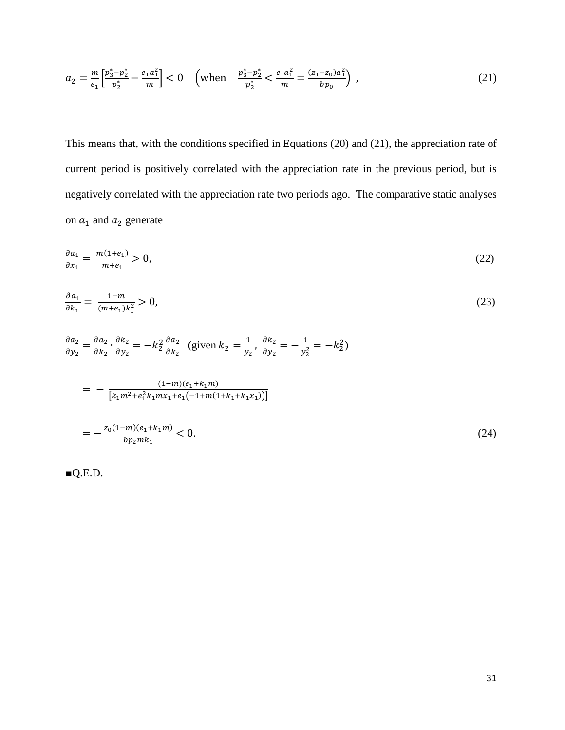$$a_2 = \frac{m}{e_1}\left[\frac{p_3^* - p_2^*}{p_2^*} - \frac{e_1 a_1^2}{m}\right] < 0 \quad \left(\text{when} \quad \frac{p_3^* - p_2^*}{p_2^*} < \frac{e_1 a_1^2}{m} = \frac{(z_1 - z_0) a_1^2}{b p_0}\right) , \tag{21}$$

This means that, with the conditions specified in Equations (20) and (21), the appreciation rate of current period is positively correlated with the appreciation rate in the previous period, but is negatively correlated with the appreciation rate two periods ago. The comparative static analyses on $a_1$ and $a_2$ generate

$$\frac{\partial a_1}{\partial x_1} = \frac{m(1+e_1)}{m+e_1} > 0, \tag{22}$$

$$\frac{\partial a_1}{\partial k_1} = \frac{1-m}{(m+e_1)k_1^2} > 0, \tag{23}$$

$$\frac{\partial a_2}{\partial y_2} = \frac{\partial a_2}{\partial k_2} \cdot \frac{\partial k_2}{\partial y_2} = -k_2^2 \frac{\partial a_2}{\partial k_2} \quad (\text{given } k_2 = \frac{1}{y_2},\ \frac{\partial k_2}{\partial y_2} = -\frac{1}{y_2^2} = -k_2^2)$$

$$= -\frac{(1-m)(e_1 + k_1 m)}{\left[k_1 m^2 + e_1^2 k_1 m x_1 + e_1\left(-1 + m(1 + k_1 + k_1 x_1)\right)\right]}$$

$$= -\frac{z_0(1-m)(e_1 + k_1 m)}{b p_2 m k_1} < 0. \tag{24}$$

■Q.E.D.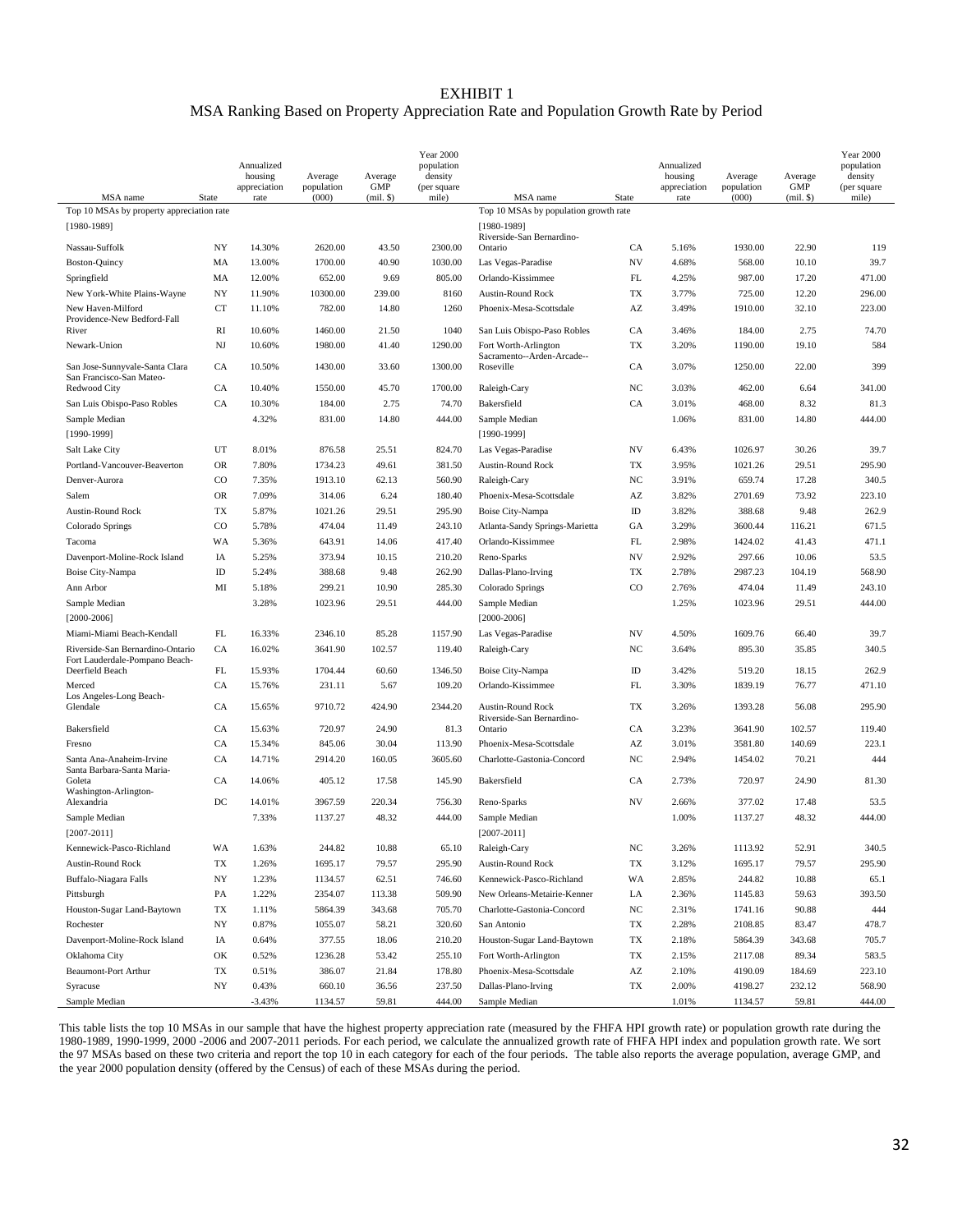# EXHIBIT 1

## MSA Ranking Based on Property Appreciation Rate and Population Growth Rate by Period

| MSA name | State | Annualized housing appreciation rate | Average population (000) | Average GMP (mil. $) | Year 2000 population density (per square mile) | MSA name | State | Annualized housing appreciation rate | Average population (000) | Average GMP (mil. $) | Year 2000 population density (per square mile) |
|---|---|---|---|---|---|---|---|---|---|---|---|
| Top 10 MSAs by property appreciation rate | | | | | | Top 10 MSAs by population growth rate | | | | | |
| [1980-1989] | | | | | | [1980-1989] | | | | | |
| Nassau-Suffolk | NY | 14.30% | 2620.00 | 43.50 | 2300.00 | Riverside-San Bernardino-Ontario | CA | 5.16% | 1930.00 | 22.90 | 119 |
| Boston-Quincy | MA | 13.00% | 1700.00 | 40.90 | 1030.00 | Las Vegas-Paradise | NV | 4.68% | 568.00 | 10.10 | 39.7 |
| Springfield | MA | 12.00% | 652.00 | 9.69 | 805.00 | Orlando-Kissimmee | FL | 4.25% | 987.00 | 17.20 | 471.00 |
| New York-White Plains-Wayne | NY | 11.90% | 10300.00 | 239.00 | 8160 | Austin-Round Rock | TX | 3.77% | 725.00 | 12.20 | 296.00 |
| New Haven-Milford | CT | 11.10% | 782.00 | 14.80 | 1260 | Phoenix-Mesa-Scottsdale | AZ | 3.49% | 1910.00 | 32.10 | 223.00 |
| Providence-New Bedford-Fall River | RI | 10.60% | 1460.00 | 21.50 | 1040 | San Luis Obispo-Paso Robles | CA | 3.46% | 184.00 | 2.75 | 74.70 |
| Newark-Union | NJ | 10.60% | 1980.00 | 41.40 | 1290.00 | Fort Worth-Arlington | TX | 3.20% | 1190.00 | 19.10 | 584 |
| San Jose-Sunnyvale-Santa Clara | CA | 10.50% | 1430.00 | 33.60 | 1300.00 | Sacramento--Arden-Arcade--Roseville | CA | 3.07% | 1250.00 | 22.00 | 399 |
| San Francisco-San Mateo-Redwood City | CA | 10.40% | 1550.00 | 45.70 | 1700.00 | Raleigh-Cary | NC | 3.03% | 462.00 | 6.64 | 341.00 |
| San Luis Obispo-Paso Robles | CA | 10.30% | 184.00 | 2.75 | 74.70 | Bakersfield | CA | 3.01% | 468.00 | 8.32 | 81.3 |
| Sample Median | | 4.32% | 831.00 | 14.80 | 444.00 | Sample Median | | 1.06% | 831.00 | 14.80 | 444.00 |
| [1990-1999] | | | | | | [1990-1999] | | | | | |
| Salt Lake City | UT | 8.01% | 876.58 | 25.51 | 824.70 | Las Vegas-Paradise | NV | 6.43% | 1026.97 | 30.26 | 39.7 |
| Portland-Vancouver-Beaverton | OR | 7.80% | 1734.23 | 49.61 | 381.50 | Austin-Round Rock | TX | 3.95% | 1021.26 | 29.51 | 295.90 |
| Denver-Aurora | CO | 7.35% | 1913.10 | 62.13 | 560.90 | Raleigh-Cary | NC | 3.91% | 659.74 | 17.28 | 340.5 |
| Salem | OR | 7.09% | 314.06 | 6.24 | 180.40 | Phoenix-Mesa-Scottsdale | AZ | 3.82% | 2701.69 | 73.92 | 223.10 |
| Austin-Round Rock | TX | 5.87% | 1021.26 | 29.51 | 295.90 | Boise City-Nampa | ID | 3.82% | 388.68 | 9.48 | 262.9 |
| Colorado Springs | CO | 5.78% | 474.04 | 11.49 | 243.10 | Atlanta-Sandy Springs-Marietta | GA | 3.29% | 3600.44 | 116.21 | 671.5 |
| Tacoma | WA | 5.36% | 643.91 | 14.06 | 417.40 | Orlando-Kissimmee | FL | 2.98% | 1424.02 | 41.43 | 471.1 |
| Davenport-Moline-Rock Island | IA | 5.25% | 373.94 | 10.15 | 210.20 | Reno-Sparks | NV | 2.92% | 297.66 | 10.06 | 53.5 |
| Boise City-Nampa | ID | 5.24% | 388.68 | 9.48 | 262.90 | Dallas-Plano-Irving | TX | 2.78% | 2987.23 | 104.19 | 568.90 |
| Ann Arbor | MI | 5.18% | 299.21 | 10.90 | 285.30 | Colorado Springs | CO | 2.76% | 474.04 | 11.49 | 243.10 |
| Sample Median | | 3.28% | 1023.96 | 29.51 | 444.00 | Sample Median | | 1.25% | 1023.96 | 29.51 | 444.00 |
| [2000-2006] | | | | | | [2000-2006] | | | | | |
| Miami-Miami Beach-Kendall | FL | 16.33% | 2346.10 | 85.28 | 1157.90 | Las Vegas-Paradise | NV | 4.50% | 1609.76 | 66.40 | 39.7 |
| Riverside-San Bernardino-Ontario | CA | 16.02% | 3641.90 | 102.57 | 119.40 | Raleigh-Cary | NC | 3.64% | 895.30 | 35.85 | 340.5 |
| Fort Lauderdale-Pompano Beach-Deerfield Beach | FL | 15.93% | 1704.44 | 60.60 | 1346.50 | Boise City-Nampa | ID | 3.42% | 519.20 | 18.15 | 262.9 |
| Merced | CA | 15.76% | 231.11 | 5.67 | 109.20 | Orlando-Kissimmee | FL | 3.30% | 1839.19 | 76.77 | 471.10 |
| Los Angeles-Long Beach-Glendale | CA | 15.65% | 9710.72 | 424.90 | 2344.20 | Austin-Round Rock | TX | 3.26% | 1393.28 | 56.08 | 295.90 |
| Bakersfield | CA | 15.63% | 720.97 | 24.90 | 81.3 | Riverside-San Bernardino-Ontario | CA | 3.23% | 3641.90 | 102.57 | 119.40 |
| Fresno | CA | 15.34% | 845.06 | 30.04 | 113.90 | Phoenix-Mesa-Scottsdale | AZ | 3.01% | 3581.80 | 140.69 | 223.1 |
| Santa Ana-Anaheim-Irvine | CA | 14.71% | 2914.20 | 160.05 | 3605.60 | Charlotte-Gastonia-Concord | NC | 2.94% | 1454.02 | 70.21 | 444 |
| Santa Barbara-Santa Maria-Goleta | CA | 14.06% | 405.12 | 17.58 | 145.90 | Bakersfield | CA | 2.73% | 720.97 | 24.90 | 81.30 |
| Washington-Arlington-Alexandria | DC | 14.01% | 3967.59 | 220.34 | 756.30 | Reno-Sparks | NV | 2.66% | 377.02 | 17.48 | 53.5 |
| Sample Median | | 7.33% | 1137.27 | 48.32 | 444.00 | Sample Median | | 1.00% | 1137.27 | 48.32 | 444.00 |
| [2007-2011] | | | | | | [2007-2011] | | | | | |
| Kennewick-Pasco-Richland | WA | 1.63% | 244.82 | 10.88 | 65.10 | Raleigh-Cary | NC | 3.26% | 1113.92 | 52.91 | 340.5 |
| Austin-Round Rock | TX | 1.26% | 1695.17 | 79.57 | 295.90 | Austin-Round Rock | TX | 3.12% | 1695.17 | 79.57 | 295.90 |
| Buffalo-Niagara Falls | NY | 1.23% | 1134.57 | 62.51 | 746.60 | Kennewick-Pasco-Richland | WA | 2.85% | 244.82 | 10.88 | 65.1 |
| Pittsburgh | PA | 1.22% | 2354.07 | 113.38 | 509.90 | New Orleans-Metairie-Kenner | LA | 2.36% | 1145.83 | 59.63 | 393.50 |
| Houston-Sugar Land-Baytown | TX | 1.11% | 5864.39 | 343.68 | 705.70 | Charlotte-Gastonia-Concord | NC | 2.31% | 1741.16 | 90.88 | 444 |
| Rochester | NY | 0.87% | 1055.07 | 58.21 | 320.60 | San Antonio | TX | 2.28% | 2108.85 | 83.47 | 478.7 |
| Davenport-Moline-Rock Island | IA | 0.64% | 377.55 | 18.06 | 210.20 | Houston-Sugar Land-Baytown | TX | 2.18% | 5864.39 | 343.68 | 705.7 |
| Oklahoma City | OK | 0.52% | 1236.28 | 53.42 | 255.10 | Fort Worth-Arlington | TX | 2.15% | 2117.08 | 89.34 | 583.5 |
| Beaumont-Port Arthur | TX | 0.51% | 386.07 | 21.84 | 178.80 | Phoenix-Mesa-Scottsdale | AZ | 2.10% | 4190.09 | 184.69 | 223.10 |
| Syracuse | NY | 0.43% | 660.10 | 36.56 | 237.50 | Dallas-Plano-Irving | TX | 2.00% | 4198.27 | 232.12 | 568.90 |
| Sample Median | | -3.43% | 1134.57 | 59.81 | 444.00 | Sample Median | | 1.01% | 1134.57 | 59.81 | 444.00 |

This table lists the top 10 MSAs in our sample that have the highest property appreciation rate (measured by the FHFA HPI growth rate) or population growth rate during the 1980-1989, 1990-1999, 2000 -2006 and 2007-2011 periods. For each period, we calculate the annualized growth rate of FHFA HPI index and population growth rate. We sort the 97 MSAs based on these two criteria and report the top 10 in each category for each of the four periods. The table also reports the average population, average GMP, and the year 2000 population density (offered by the Census) of each of these MSAs during the period.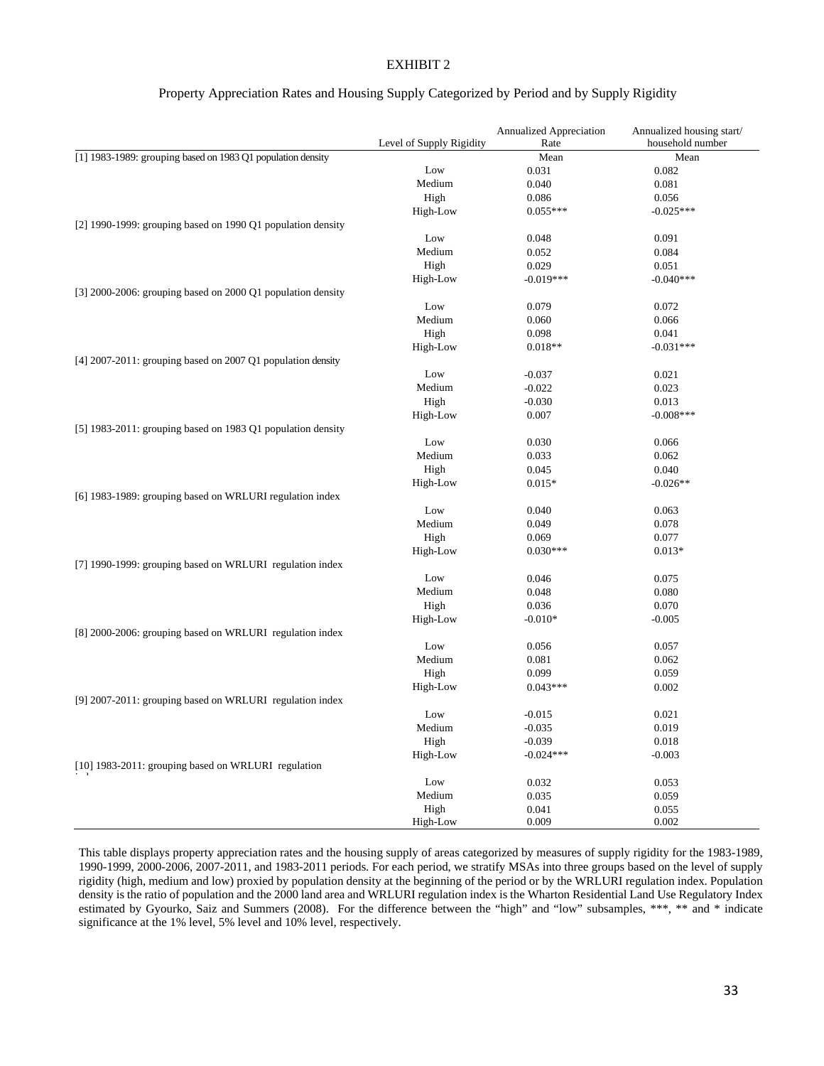EXHIBIT 2

Property Appreciation Rates and Housing Supply Categorized by Period and by Supply Rigidity

| | Level of Supply Rigidity | Annualized Appreciation Rate | Annualized housing start/ household number |
|---|---|---|---|
| [1] 1983-1989: grouping based on 1983 Q1 population density | | Mean | Mean |
| | Low | 0.031 | 0.082 |
| | Medium | 0.040 | 0.081 |
| | High | 0.086 | 0.056 |
| | High-Low | 0.055*** | -0.025*** |
| [2] 1990-1999: grouping based on 1990 Q1 population density | | | |
| | Low | 0.048 | 0.091 |
| | Medium | 0.052 | 0.084 |
| | High | 0.029 | 0.051 |
| | High-Low | -0.019*** | -0.040*** |
| [3] 2000-2006: grouping based on 2000 Q1 population density | | | |
| | Low | 0.079 | 0.072 |
| | Medium | 0.060 | 0.066 |
| | High | 0.098 | 0.041 |
| | High-Low | 0.018** | -0.031*** |
| [4] 2007-2011: grouping based on 2007 Q1 population density | | | |
| | Low | -0.037 | 0.021 |
| | Medium | -0.022 | 0.023 |
| | High | -0.030 | 0.013 |
| | High-Low | 0.007 | -0.008*** |
| [5] 1983-2011: grouping based on 1983 Q1 population density | | | |
| | Low | 0.030 | 0.066 |
| | Medium | 0.033 | 0.062 |
| | High | 0.045 | 0.040 |
| | High-Low | 0.015* | -0.026** |
| [6] 1983-1989: grouping based on WRLURI regulation index | | | |
| | Low | 0.040 | 0.063 |
| | Medium | 0.049 | 0.078 |
| | High | 0.069 | 0.077 |
| | High-Low | 0.030*** | 0.013* |
| [7] 1990-1999: grouping based on WRLURI regulation index | | | |
| | Low | 0.046 | 0.075 |
| | Medium | 0.048 | 0.080 |
| | High | 0.036 | 0.070 |
| | High-Low | -0.010* | -0.005 |
| [8] 2000-2006: grouping based on WRLURI regulation index | | | |
| | Low | 0.056 | 0.057 |
| | Medium | 0.081 | 0.062 |
| | High | 0.099 | 0.059 |
| | High-Low | 0.043*** | 0.002 |
| [9] 2007-2011: grouping based on WRLURI regulation index | | | |
| | Low | -0.015 | 0.021 |
| | Medium | -0.035 | 0.019 |
| | High | -0.039 | 0.018 |
| | High-Low | -0.024*** | -0.003 |
| [10] 1983-2011: grouping based on WRLURI regulation index | | | |
| | Low | 0.032 | 0.053 |
| | Medium | 0.035 | 0.059 |
| | High | 0.041 | 0.055 |
| | High-Low | 0.009 | 0.002 |

This table displays property appreciation rates and the housing supply of areas categorized by measures of supply rigidity for the 1983-1989, 1990-1999, 2000-2006, 2007-2011, and 1983-2011 periods. For each period, we stratify MSAs into three groups based on the level of supply rigidity (high, medium and low) proxied by population density at the beginning of the period or by the WRLURI regulation index. Population density is the ratio of population and the 2000 land area and WRLURI regulation index is the Wharton Residential Land Use Regulatory Index estimated by Gyourko, Saiz and Summers (2008). For the difference between the "high" and "low" subsamples, ***, ** and * indicate significance at the 1% level, 5% level and 10% level, respectively.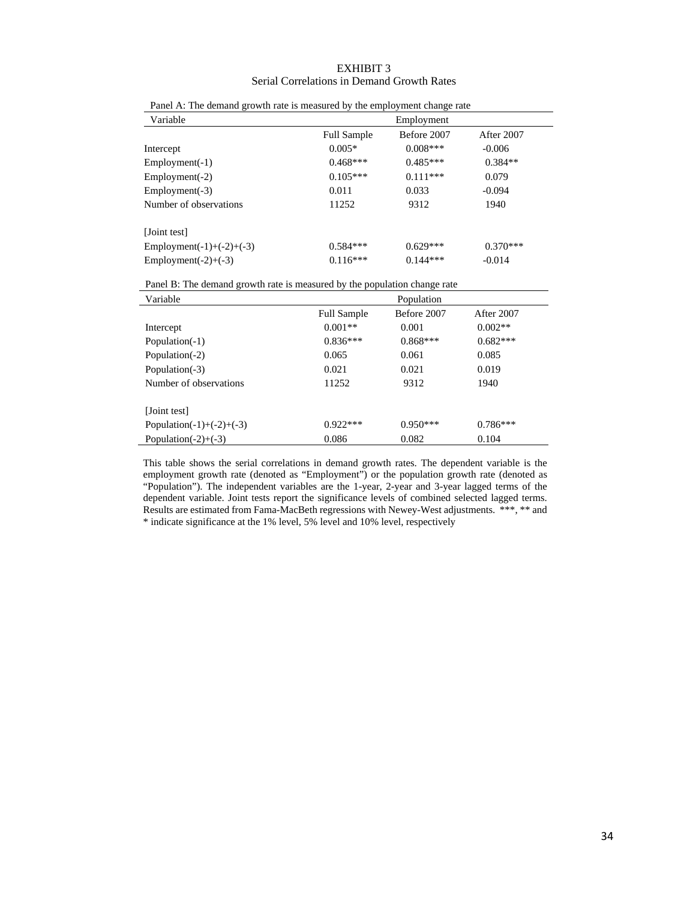EXHIBIT 3

Serial Correlations in Demand Growth Rates

Panel A: The demand growth rate is measured by the employment change rate

| Variable | Employment | | |
|---|---|---|---|
| | Full Sample | Before 2007 | After 2007 |
| Intercept | 0.005* | 0.008*** | -0.006 |
| Employment(-1) | 0.468*** | 0.485*** | 0.384** |
| Employment(-2) | 0.105*** | 0.111*** | 0.079 |
| Employment(-3) | 0.011 | 0.033 | -0.094 |
| Number of observations | 11252 | 9312 | 1940 |
| | | | |
| [Joint test] | | | |
| Employment(-1)+(-2)+(-3) | 0.584*** | 0.629*** | 0.370*** |
| Employment(-2)+(-3) | 0.116*** | 0.144*** | -0.014 |

Panel B: The demand growth rate is measured by the population change rate

| Variable | Population | | |
|---|---|---|---|
| | Full Sample | Before 2007 | After 2007 |
| Intercept | 0.001** | 0.001 | 0.002** |
| Population(-1) | 0.836*** | 0.868*** | 0.682*** |
| Population(-2) | 0.065 | 0.061 | 0.085 |
| Population(-3) | 0.021 | 0.021 | 0.019 |
| Number of observations | 11252 | 9312 | 1940 |
| | | | |
| [Joint test] | | | |
| Population(-1)+(-2)+(-3) | 0.922*** | 0.950*** | 0.786*** |
| Population(-2)+(-3) | 0.086 | 0.082 | 0.104 |

This table shows the serial correlations in demand growth rates. The dependent variable is the employment growth rate (denoted as "Employment") or the population growth rate (denoted as "Population"). The independent variables are the 1-year, 2-year and 3-year lagged terms of the dependent variable. Joint tests report the significance levels of combined selected lagged terms. Results are estimated from Fama-MacBeth regressions with Newey-West adjustments. ***, ** and * indicate significance at the 1% level, 5% level and 10% level, respectively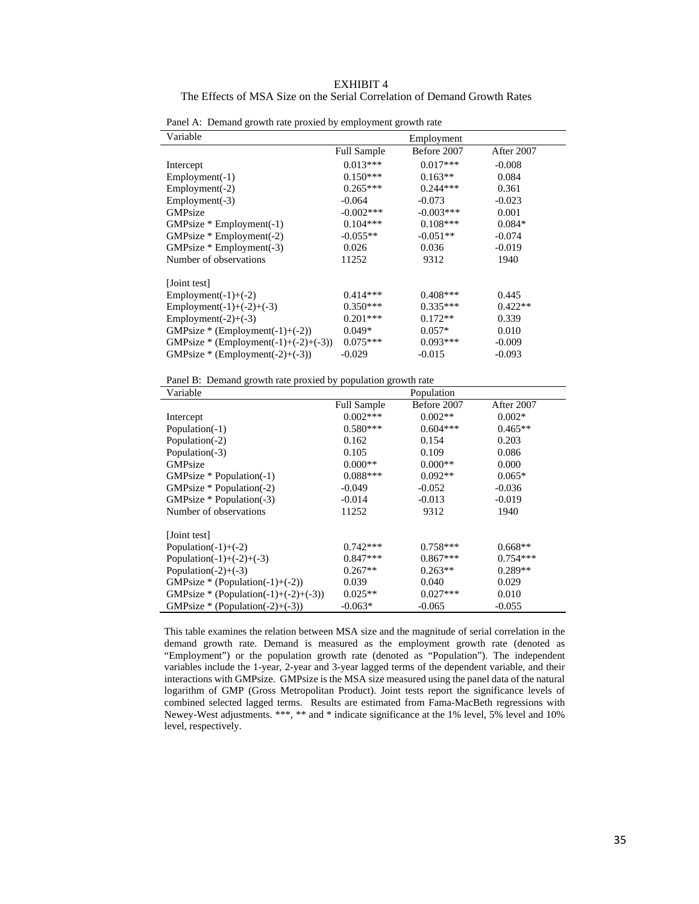EXHIBIT 4

The Effects of MSA Size on the Serial Correlation of Demand Growth Rates

Panel A: Demand growth rate proxied by employment growth rate

| Variable | Employment | | |
|---|---|---|---|
| | Full Sample | Before 2007 | After 2007 |
| Intercept | 0.013*** | 0.017*** | -0.008 |
| Employment(-1) | 0.150*** | 0.163** | 0.084 |
| Employment(-2) | 0.265*** | 0.244*** | 0.361 |
| Employment(-3) | -0.064 | -0.073 | -0.023 |
| GMPsize | -0.002*** | -0.003*** | 0.001 |
| GMPsize * Employment(-1) | 0.104*** | 0.108*** | 0.084* |
| GMPsize * Employment(-2) | -0.055** | -0.051** | -0.074 |
| GMPsize * Employment(-3) | 0.026 | 0.036 | -0.019 |
| Number of observations | 11252 | 9312 | 1940 |
| [Joint test] | | | |
| Employment(-1)+(-2) | 0.414*** | 0.408*** | 0.445 |
| Employment(-1)+(-2)+(-3) | 0.350*** | 0.335*** | 0.422** |
| Employment(-2)+(-3) | 0.201*** | 0.172** | 0.339 |
| GMPsize * (Employment(-1)+(-2)) | 0.049* | 0.057* | 0.010 |
| GMPsize * (Employment(-1)+(-2)+(-3)) | 0.075*** | 0.093*** | -0.009 |
| GMPsize * (Employment(-2)+(-3)) | -0.029 | -0.015 | -0.093 |

Panel B: Demand growth rate proxied by population growth rate

| Variable | Population | | |
|---|---|---|---|
| | Full Sample | Before 2007 | After 2007 |
| Intercept | 0.002*** | 0.002** | 0.002* |
| Population(-1) | 0.580*** | 0.604*** | 0.465** |
| Population(-2) | 0.162 | 0.154 | 0.203 |
| Population(-3) | 0.105 | 0.109 | 0.086 |
| GMPsize | 0.000** | 0.000** | 0.000 |
| GMPsize * Population(-1) | 0.088*** | 0.092** | 0.065* |
| GMPsize * Population(-2) | -0.049 | -0.052 | -0.036 |
| GMPsize * Population(-3) | -0.014 | -0.013 | -0.019 |
| Number of observations | 11252 | 9312 | 1940 |
| [Joint test] | | | |
| Population(-1)+(-2) | 0.742*** | 0.758*** | 0.668** |
| Population(-1)+(-2)+(-3) | 0.847*** | 0.867*** | 0.754*** |
| Population(-2)+(-3) | 0.267** | 0.263** | 0.289** |
| GMPsize * (Population(-1)+(-2)) | 0.039 | 0.040 | 0.029 |
| GMPsize * (Population(-1)+(-2)+(-3)) | 0.025** | 0.027*** | 0.010 |
| GMPsize * (Population(-2)+(-3)) | -0.063* | -0.065 | -0.055 |

This table examines the relation between MSA size and the magnitude of serial correlation in the demand growth rate. Demand is measured as the employment growth rate (denoted as "Employment") or the population growth rate (denoted as "Population"). The independent variables include the 1-year, 2-year and 3-year lagged terms of the dependent variable, and their interactions with GMPsize. GMPsize is the MSA size measured using the panel data of the natural logarithm of GMP (Gross Metropolitan Product). Joint tests report the significance levels of combined selected lagged terms. Results are estimated from Fama-MacBeth regressions with Newey-West adjustments. ***, ** and * indicate significance at the 1% level, 5% level and 10% level, respectively.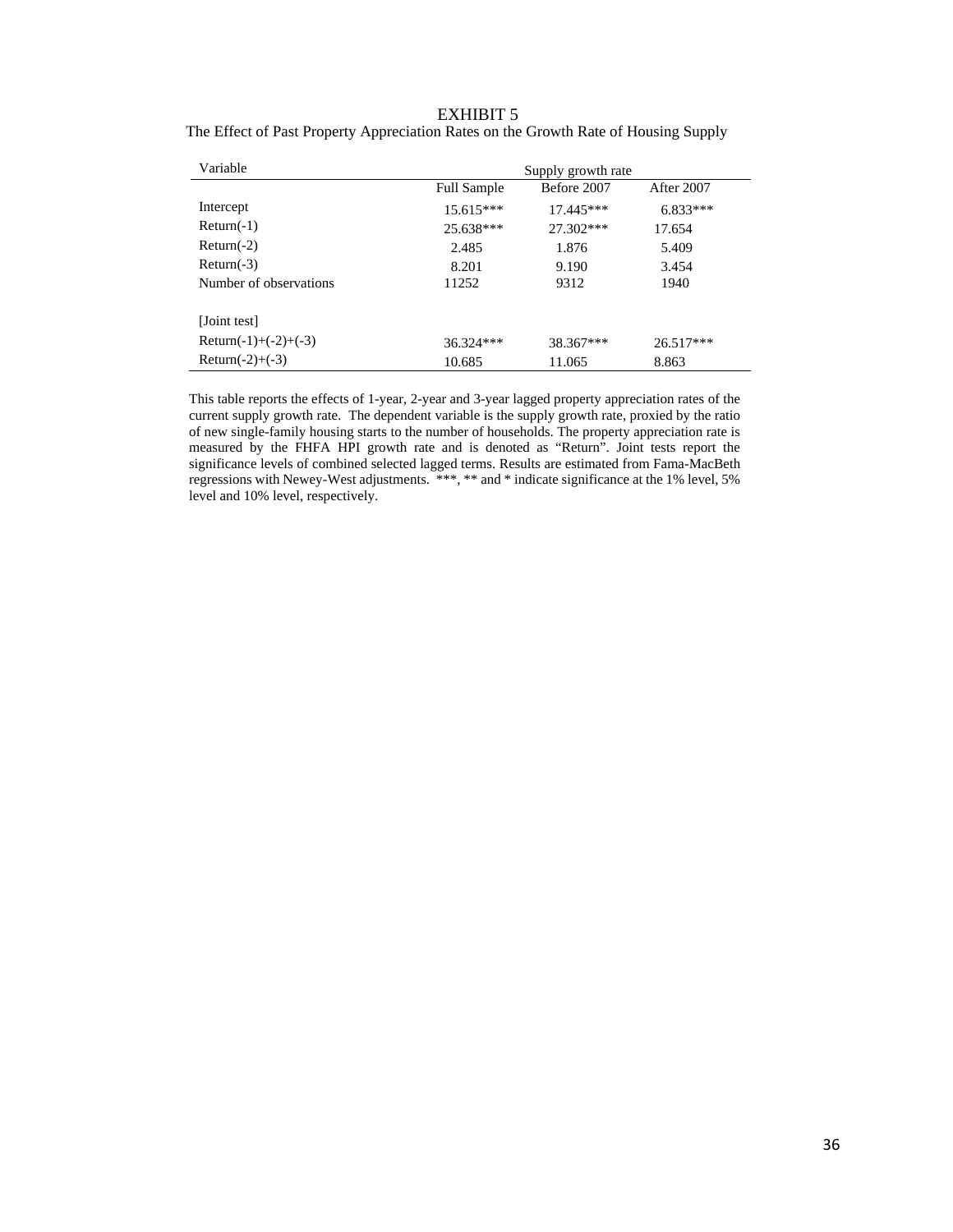EXHIBIT 5

The Effect of Past Property Appreciation Rates on the Growth Rate of Housing Supply

| Variable | Supply growth rate | | |
|---|---|---|---|
| | Full Sample | Before 2007 | After 2007 |
| Intercept | 15.615*** | 17.445*** | 6.833*** |
| Return(-1) | 25.638*** | 27.302*** | 17.654 |
| Return(-2) | 2.485 | 1.876 | 5.409 |
| Return(-3) | 8.201 | 9.190 | 3.454 |
| Number of observations | 11252 | 9312 | 1940 |
| [Joint test] | | | |
| Return(-1)+(-2)+(-3) | 36.324*** | 38.367*** | 26.517*** |
| Return(-2)+(-3) | 10.685 | 11.065 | 8.863 |

This table reports the effects of 1-year, 2-year and 3-year lagged property appreciation rates of the current supply growth rate. The dependent variable is the supply growth rate, proxied by the ratio of new single-family housing starts to the number of households. The property appreciation rate is measured by the FHFA HPI growth rate and is denoted as "Return". Joint tests report the significance levels of combined selected lagged terms. Results are estimated from Fama-MacBeth regressions with Newey-West adjustments. ***, ** and * indicate significance at the 1% level, 5% level and 10% level, respectively.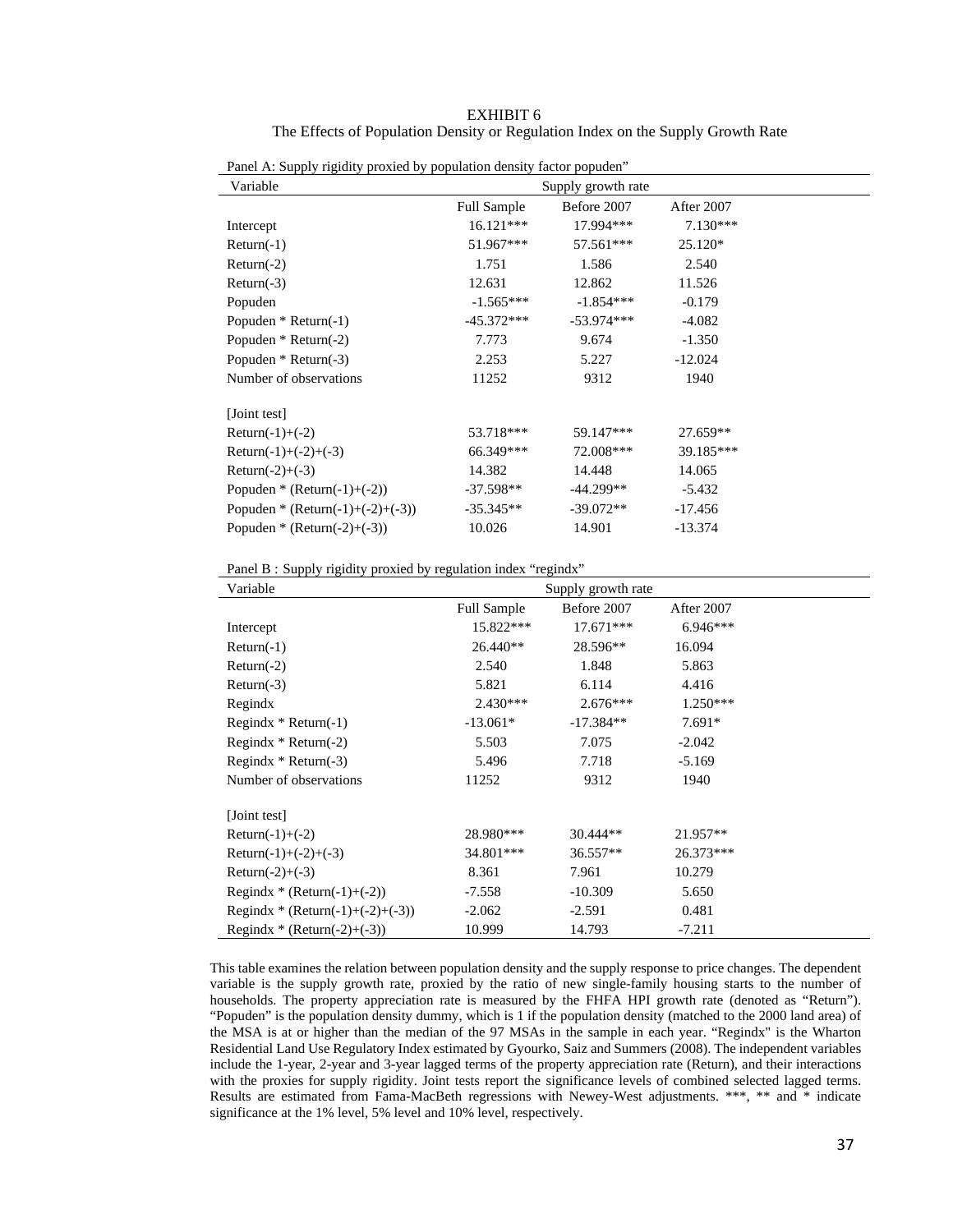EXHIBIT 6

The Effects of Population Density or Regulation Index on the Supply Growth Rate

Panel A: Supply rigidity proxied by population density factor popuden"

| Variable | Supply growth rate | | |
|---|---|---|---|
| | Full Sample | Before 2007 | After 2007 |
| Intercept | 16.121*** | 17.994*** | 7.130*** |
| Return(-1) | 51.967*** | 57.561*** | 25.120* |
| Return(-2) | 1.751 | 1.586 | 2.540 |
| Return(-3) | 12.631 | 12.862 | 11.526 |
| Popuden | -1.565*** | -1.854*** | -0.179 |
| Popuden * Return(-1) | -45.372*** | -53.974*** | -4.082 |
| Popuden * Return(-2) | 7.773 | 9.674 | -1.350 |
| Popuden * Return(-3) | 2.253 | 5.227 | -12.024 |
| Number of observations | 11252 | 9312 | 1940 |
| [Joint test] | | | |
| Return(-1)+(-2) | 53.718*** | 59.147*** | 27.659** |
| Return(-1)+(-2)+(-3) | 66.349*** | 72.008*** | 39.185*** |
| Return(-2)+(-3) | 14.382 | 14.448 | 14.065 |
| Popuden * (Return(-1)+(-2)) | -37.598** | -44.299** | -5.432 |
| Popuden * (Return(-1)+(-2)+(-3)) | -35.345** | -39.072** | -17.456 |
| Popuden * (Return(-2)+(-3)) | 10.026 | 14.901 | -13.374 |

Panel B : Supply rigidity proxied by regulation index "regindx"

| Variable | Supply growth rate | | |
|---|---|---|---|
| | Full Sample | Before 2007 | After 2007 |
| Intercept | 15.822*** | 17.671*** | 6.946*** |
| Return(-1) | 26.440** | 28.596** | 16.094 |
| Return(-2) | 2.540 | 1.848 | 5.863 |
| Return(-3) | 5.821 | 6.114 | 4.416 |
| Regindx | 2.430*** | 2.676*** | 1.250*** |
| Regindx * Return(-1) | -13.061* | -17.384** | 7.691* |
| Regindx * Return(-2) | 5.503 | 7.075 | -2.042 |
| Regindx * Return(-3) | 5.496 | 7.718 | -5.169 |
| Number of observations | 11252 | 9312 | 1940 |
| [Joint test] | | | |
| Return(-1)+(-2) | 28.980*** | 30.444** | 21.957** |
| Return(-1)+(-2)+(-3) | 34.801*** | 36.557** | 26.373*** |
| Return(-2)+(-3) | 8.361 | 7.961 | 10.279 |
| Regindx * (Return(-1)+(-2)) | -7.558 | -10.309 | 5.650 |
| Regindx * (Return(-1)+(-2)+(-3)) | -2.062 | -2.591 | 0.481 |
| Regindx * (Return(-2)+(-3)) | 10.999 | 14.793 | -7.211 |

This table examines the relation between population density and the supply response to price changes. The dependent variable is the supply growth rate, proxied by the ratio of new single-family housing starts to the number of households. The property appreciation rate is measured by the FHFA HPI growth rate (denoted as "Return"). "Popuden" is the population density dummy, which is 1 if the population density (matched to the 2000 land area) of the MSA is at or higher than the median of the 97 MSAs in the sample in each year. "Regindx" is the Wharton Residential Land Use Regulatory Index estimated by Gyourko, Saiz and Summers (2008). The independent variables include the 1-year, 2-year and 3-year lagged terms of the property appreciation rate (Return), and their interactions with the proxies for supply rigidity. Joint tests report the significance levels of combined selected lagged terms. Results are estimated from Fama-MacBeth regressions with Newey-West adjustments. ***, ** and * indicate significance at the 1% level, 5% level and 10% level, respectively.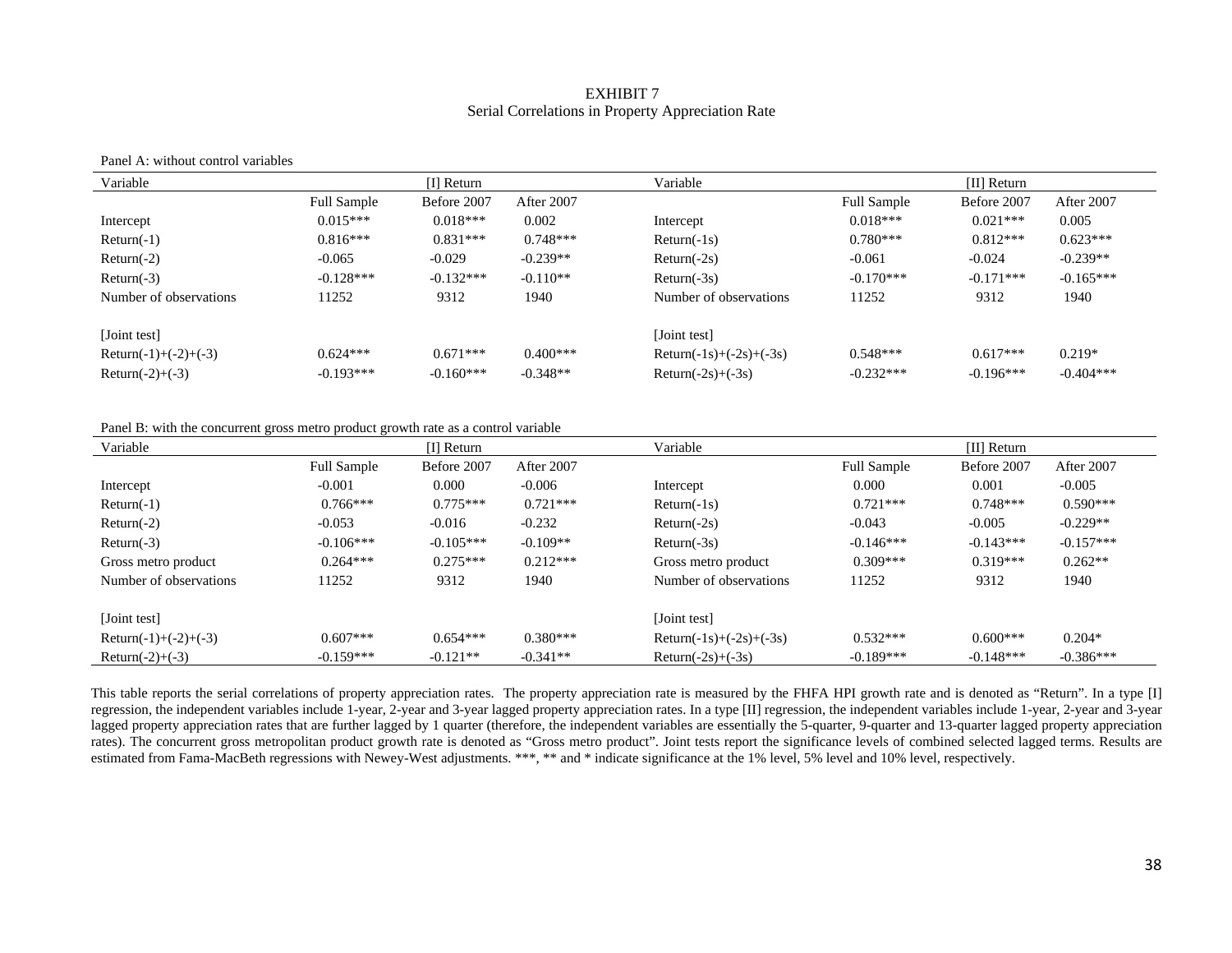EXHIBIT 7
Serial Correlations in Property Appreciation Rate

Panel A: without control variables

| Variable | [I] Return | | | Variable | [II] Return | | |
|---|---|---|---|---|---|---|---|
| | Full Sample | Before 2007 | After 2007 | | Full Sample | Before 2007 | After 2007 |
| Intercept | 0.015*** | 0.018*** | 0.002 | Intercept | 0.018*** | 0.021*** | 0.005 |
| Return(-1) | 0.816*** | 0.831*** | 0.748*** | Return(-1s) | 0.780*** | 0.812*** | 0.623*** |
| Return(-2) | -0.065 | -0.029 | -0.239** | Return(-2s) | -0.061 | -0.024 | -0.239** |
| Return(-3) | -0.128*** | -0.132*** | -0.110** | Return(-3s) | -0.170*** | -0.171*** | -0.165*** |
| Number of observations | 11252 | 9312 | 1940 | Number of observations | 11252 | 9312 | 1940 |
| | | | | | | | |
| [Joint test] | | | | [Joint test] | | | |
| Return(-1)+(-2)+(-3) | 0.624*** | 0.671*** | 0.400*** | Return(-1s)+(-2s)+(-3s) | 0.548*** | 0.617*** | 0.219* |
| Return(-2)+(-3) | -0.193*** | -0.160*** | -0.348** | Return(-2s)+(-3s) | -0.232*** | -0.196*** | -0.404*** |

Panel B: with the concurrent gross metro product growth rate as a control variable

| Variable | [I] Return | | | Variable | [II] Return | | |
|---|---|---|---|---|---|---|---|
| | Full Sample | Before 2007 | After 2007 | | Full Sample | Before 2007 | After 2007 |
| Intercept | -0.001 | 0.000 | -0.006 | Intercept | 0.000 | 0.001 | -0.005 |
| Return(-1) | 0.766*** | 0.775*** | 0.721*** | Return(-1s) | 0.721*** | 0.748*** | 0.590*** |
| Return(-2) | -0.053 | -0.016 | -0.232 | Return(-2s) | -0.043 | -0.005 | -0.229** |
| Return(-3) | -0.106*** | -0.105*** | -0.109** | Return(-3s) | -0.146*** | -0.143*** | -0.157*** |
| Gross metro product | 0.264*** | 0.275*** | 0.212*** | Gross metro product | 0.309*** | 0.319*** | 0.262** |
| Number of observations | 11252 | 9312 | 1940 | Number of observations | 11252 | 9312 | 1940 |
| | | | | | | | |
| [Joint test] | | | | [Joint test] | | | |
| Return(-1)+(-2)+(-3) | 0.607*** | 0.654*** | 0.380*** | Return(-1s)+(-2s)+(-3s) | 0.532*** | 0.600*** | 0.204* |
| Return(-2)+(-3) | -0.159*** | -0.121** | -0.341** | Return(-2s)+(-3s) | -0.189*** | -0.148*** | -0.386*** |

This table reports the serial correlations of property appreciation rates. The property appreciation rate is measured by the FHFA HPI growth rate and is denoted as "Return". In a type [I] regression, the independent variables include 1-year, 2-year and 3-year lagged property appreciation rates. In a type [II] regression, the independent variables include 1-year, 2-year and 3-year lagged property appreciation rates that are further lagged by 1 quarter (therefore, the independent variables are essentially the 5-quarter, 9-quarter and 13-quarter lagged property appreciation rates). The concurrent gross metropolitan product growth rate is denoted as "Gross metro product". Joint tests report the significance levels of combined selected lagged terms. Results are estimated from Fama-MacBeth regressions with Newey-West adjustments. ***, ** and * indicate significance at the 1% level, 5% level and 10% level, respectively.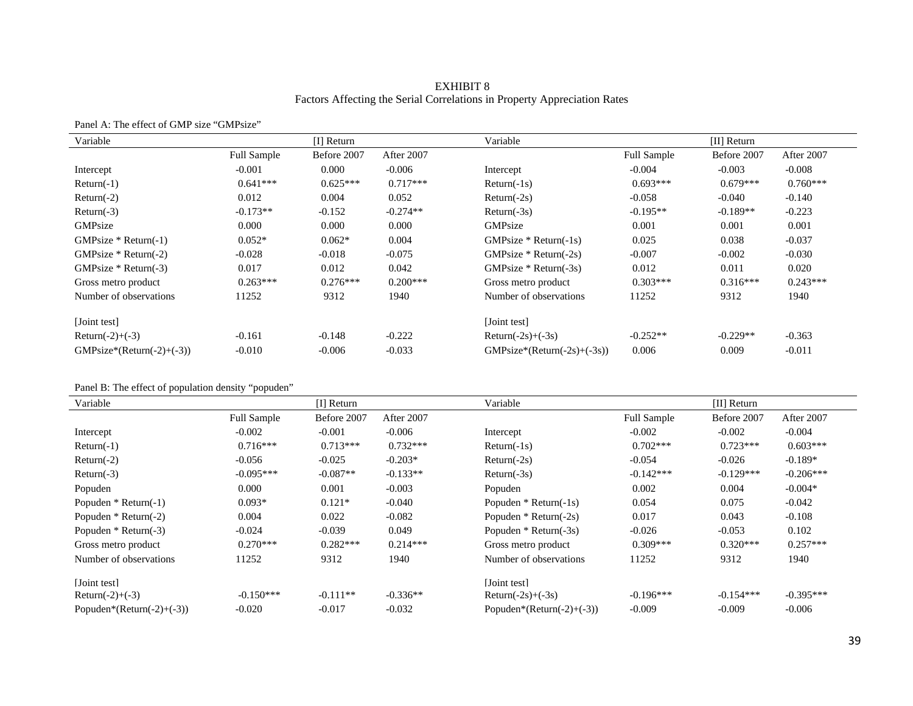EXHIBIT 8
Factors Affecting the Serial Correlations in Property Appreciation Rates

Panel A: The effect of GMP size "GMPsize"

| Variable | [I] Return | | | Variable | [II] Return | | |
|---|---|---|---|---|---|---|---|
| | Full Sample | Before 2007 | After 2007 | | Full Sample | Before 2007 | After 2007 |
| Intercept | -0.001 | 0.000 | -0.006 | Intercept | -0.004 | -0.003 | -0.008 |
| Return(-1) | 0.641*** | 0.625*** | 0.717*** | Return(-1s) | 0.693*** | 0.679*** | 0.760*** |
| Return(-2) | 0.012 | 0.004 | 0.052 | Return(-2s) | -0.058 | -0.040 | -0.140 |
| Return(-3) | -0.173** | -0.152 | -0.274** | Return(-3s) | -0.195** | -0.189** | -0.223 |
| GMPsize | 0.000 | 0.000 | 0.000 | GMPsize | 0.001 | 0.001 | 0.001 |
| GMPsize * Return(-1) | 0.052* | 0.062* | 0.004 | GMPsize * Return(-1s) | 0.025 | 0.038 | -0.037 |
| GMPsize * Return(-2) | -0.028 | -0.018 | -0.075 | GMPsize * Return(-2s) | -0.007 | -0.002 | -0.030 |
| GMPsize * Return(-3) | 0.017 | 0.012 | 0.042 | GMPsize * Return(-3s) | 0.012 | 0.011 | 0.020 |
| Gross metro product | 0.263*** | 0.276*** | 0.200*** | Gross metro product | 0.303*** | 0.316*** | 0.243*** |
| Number of observations | 11252 | 9312 | 1940 | Number of observations | 11252 | 9312 | 1940 |
| [Joint test] | | | | [Joint test] | | | |
| Return(-2)+(-3) | -0.161 | -0.148 | -0.222 | Return(-2s)+(-3s) | -0.252** | -0.229** | -0.363 |
| GMPsize*(Return(-2)+(-3)) | -0.010 | -0.006 | -0.033 | GMPsize*(Return(-2s)+(-3s)) | 0.006 | 0.009 | -0.011 |

Panel B: The effect of population density "populen"

| Variable | [I] Return | | | Variable | [II] Return | | |
|---|---|---|---|---|---|---|---|
| | Full Sample | Before 2007 | After 2007 | | Full Sample | Before 2007 | After 2007 |
| Intercept | -0.002 | -0.001 | -0.006 | Intercept | -0.002 | -0.002 | -0.004 |
| Return(-1) | 0.716*** | 0.713*** | 0.732*** | Return(-1s) | 0.702*** | 0.723*** | 0.603*** |
| Return(-2) | -0.056 | -0.025 | -0.203* | Return(-2s) | -0.054 | -0.026 | -0.189* |
| Return(-3) | -0.095*** | -0.087** | -0.133** | Return(-3s) | -0.142*** | -0.129*** | -0.206*** |
| Populen | 0.000 | 0.001 | -0.003 | Populen | 0.002 | 0.004 | -0.004* |
| Populen * Return(-1) | 0.093* | 0.121* | -0.040 | Populen * Return(-1s) | 0.054 | 0.075 | -0.042 |
| Populen * Return(-2) | 0.004 | 0.022 | -0.082 | Populen * Return(-2s) | 0.017 | 0.043 | -0.108 |
| Populen * Return(-3) | -0.024 | -0.039 | 0.049 | Populen * Return(-3s) | -0.026 | -0.053 | 0.102 |
| Gross metro product | 0.270*** | 0.282*** | 0.214*** | Gross metro product | 0.309*** | 0.320*** | 0.257*** |
| Number of observations | 11252 | 9312 | 1940 | Number of observations | 11252 | 9312 | 1940 |
| [Joint test] | | | | [Joint test] | | | |
| Return(-2)+(-3) | -0.150*** | -0.111** | -0.336** | Return(-2s)+(-3s) | -0.196*** | -0.154*** | -0.395*** |
| Populen*(Return(-2)+(-3)) | -0.020 | -0.017 | -0.032 | Populen*(Return(-2)+(-3)) | -0.009 | -0.009 | -0.006 |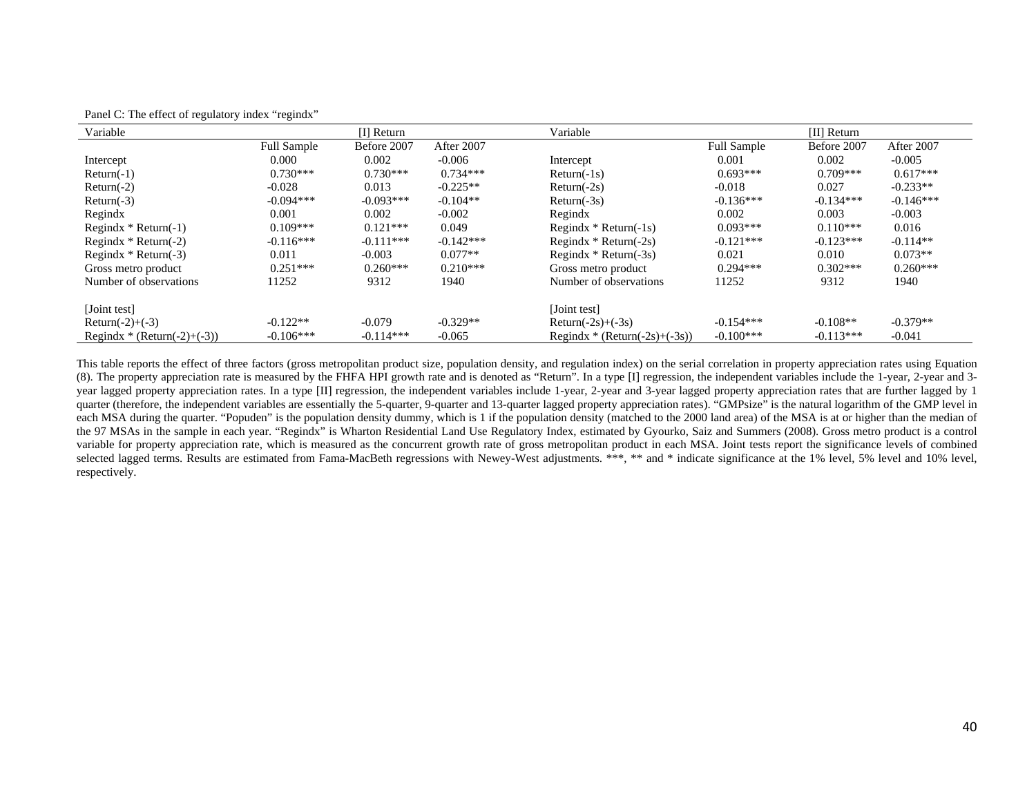Panel C: The effect of regulatory index "regindx"

| Variable | [I] Return | | | Variable | [II] Return | | |
|---|---|---|---|---|---|---|---|
| | Full Sample | Before 2007 | After 2007 | | Full Sample | Before 2007 | After 2007 |
| Intercept | 0.000 | 0.002 | -0.006 | Intercept | 0.001 | 0.002 | -0.005 |
| Return(-1) | 0.730*** | 0.730*** | 0.734*** | Return(-1s) | 0.693*** | 0.709*** | 0.617*** |
| Return(-2) | -0.028 | 0.013 | -0.225** | Return(-2s) | -0.018 | 0.027 | -0.233** |
| Return(-3) | -0.094*** | -0.093*** | -0.104** | Return(-3s) | -0.136*** | -0.134*** | -0.146*** |
| Regindx | 0.001 | 0.002 | -0.002 | Regindx | 0.002 | 0.003 | -0.003 |
| Regindx * Return(-1) | 0.109*** | 0.121*** | 0.049 | Regindx * Return(-1s) | 0.093*** | 0.110*** | 0.016 |
| Regindx * Return(-2) | -0.116*** | -0.111*** | -0.142*** | Regindx * Return(-2s) | -0.121*** | -0.123*** | -0.114** |
| Regindx * Return(-3) | 0.011 | -0.003 | 0.077** | Regindx * Return(-3s) | 0.021 | 0.010 | 0.073** |
| Gross metro product | 0.251*** | 0.260*** | 0.210*** | Gross metro product | 0.294*** | 0.302*** | 0.260*** |
| Number of observations | 11252 | 9312 | 1940 | Number of observations | 11252 | 9312 | 1940 |
| | | | | | | | |
| [Joint test] | | | | [Joint test] | | | |
| Return(-2)+(-3) | -0.122** | -0.079 | -0.329** | Return(-2s)+(-3s) | -0.154*** | -0.108** | -0.379** |
| Regindx * (Return(-2)+(-3)) | -0.106*** | -0.114*** | -0.065 | Regindx * (Return(-2s)+(-3s)) | -0.100*** | -0.113*** | -0.041 |

This table reports the effect of three factors (gross metropolitan product size, population density, and regulation index) on the serial correlation in property appreciation rates using Equation (8). The property appreciation rate is measured by the FHFA HPI growth rate and is denoted as "Return". In a type [I] regression, the independent variables include the 1-year, 2-year and 3-year lagged property appreciation rates. In a type [II] regression, the independent variables include 1-year, 2-year and 3-year lagged property appreciation rates that are further lagged by 1 quarter (therefore, the independent variables are essentially the 5-quarter, 9-quarter and 13-quarter lagged property appreciation rates). "GMPsize" is the natural logarithm of the GMP level in each MSA during the quarter. "Popuden" is the population density dummy, which is 1 if the population density (matched to the 2000 land area) of the MSA is at or higher than the median of the 97 MSAs in the sample in each year. "Regindx" is Wharton Residential Land Use Regulatory Index, estimated by Gyourko, Saiz and Summers (2008). Gross metro product is a control variable for property appreciation rate, which is measured as the concurrent growth rate of gross metropolitan product in each MSA. Joint tests report the significance levels of combined selected lagged terms. Results are estimated from Fama-MacBeth regressions with Newey-West adjustments. ***, ** and * indicate significance at the 1% level, 5% level and 10% level, respectively.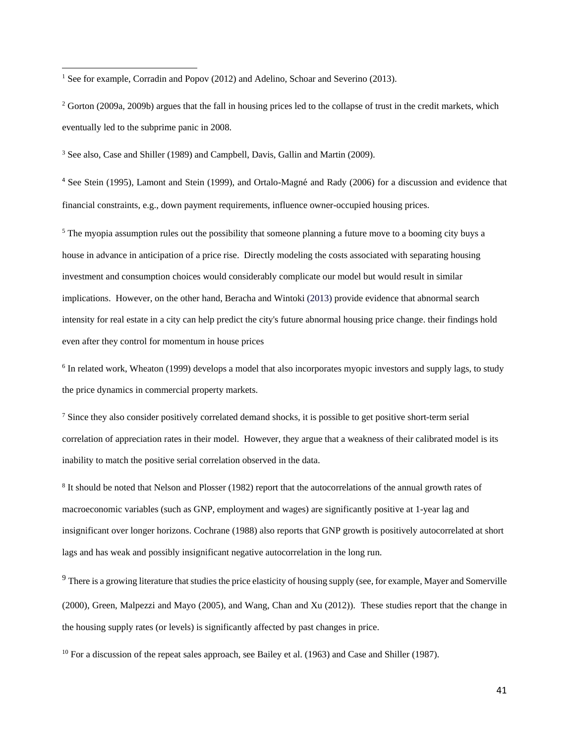[1] See for example, Corradin and Popov (2012) and Adelino, Schoar and Severino (2013).

[2] Gorton (2009a, 2009b) argues that the fall in housing prices led to the collapse of trust in the credit markets, which eventually led to the subprime panic in 2008.

[3] See also, Case and Shiller (1989) and Campbell, Davis, Gallin and Martin (2009).

[4] See Stein (1995), Lamont and Stein (1999), and Ortalo-Magné and Rady (2006) for a discussion and evidence that financial constraints, e.g., down payment requirements, influence owner-occupied housing prices.

[5] The myopia assumption rules out the possibility that someone planning a future move to a booming city buys a house in advance in anticipation of a price rise. Directly modeling the costs associated with separating housing investment and consumption choices would considerably complicate our model but would result in similar implications. However, on the other hand, Beracha and Wintoki (2013) provide evidence that abnormal search intensity for real estate in a city can help predict the city's future abnormal housing price change. their findings hold even after they control for momentum in house prices

[6] In related work, Wheaton (1999) develops a model that also incorporates myopic investors and supply lags, to study the price dynamics in commercial property markets.

[7] Since they also consider positively correlated demand shocks, it is possible to get positive short-term serial correlation of appreciation rates in their model. However, they argue that a weakness of their calibrated model is its inability to match the positive serial correlation observed in the data.

[8] It should be noted that Nelson and Plosser (1982) report that the autocorrelations of the annual growth rates of macroeconomic variables (such as GNP, employment and wages) are significantly positive at 1-year lag and insignificant over longer horizons. Cochrane (1988) also reports that GNP growth is positively autocorrelated at short lags and has weak and possibly insignificant negative autocorrelation in the long run.

[9] There is a growing literature that studies the price elasticity of housing supply (see, for example, Mayer and Somerville (2000), Green, Malpezzi and Mayo (2005), and Wang, Chan and Xu (2012)). These studies report that the change in the housing supply rates (or levels) is significantly affected by past changes in price.

[10] For a discussion of the repeat sales approach, see Bailey et al. (1963) and Case and Shiller (1987).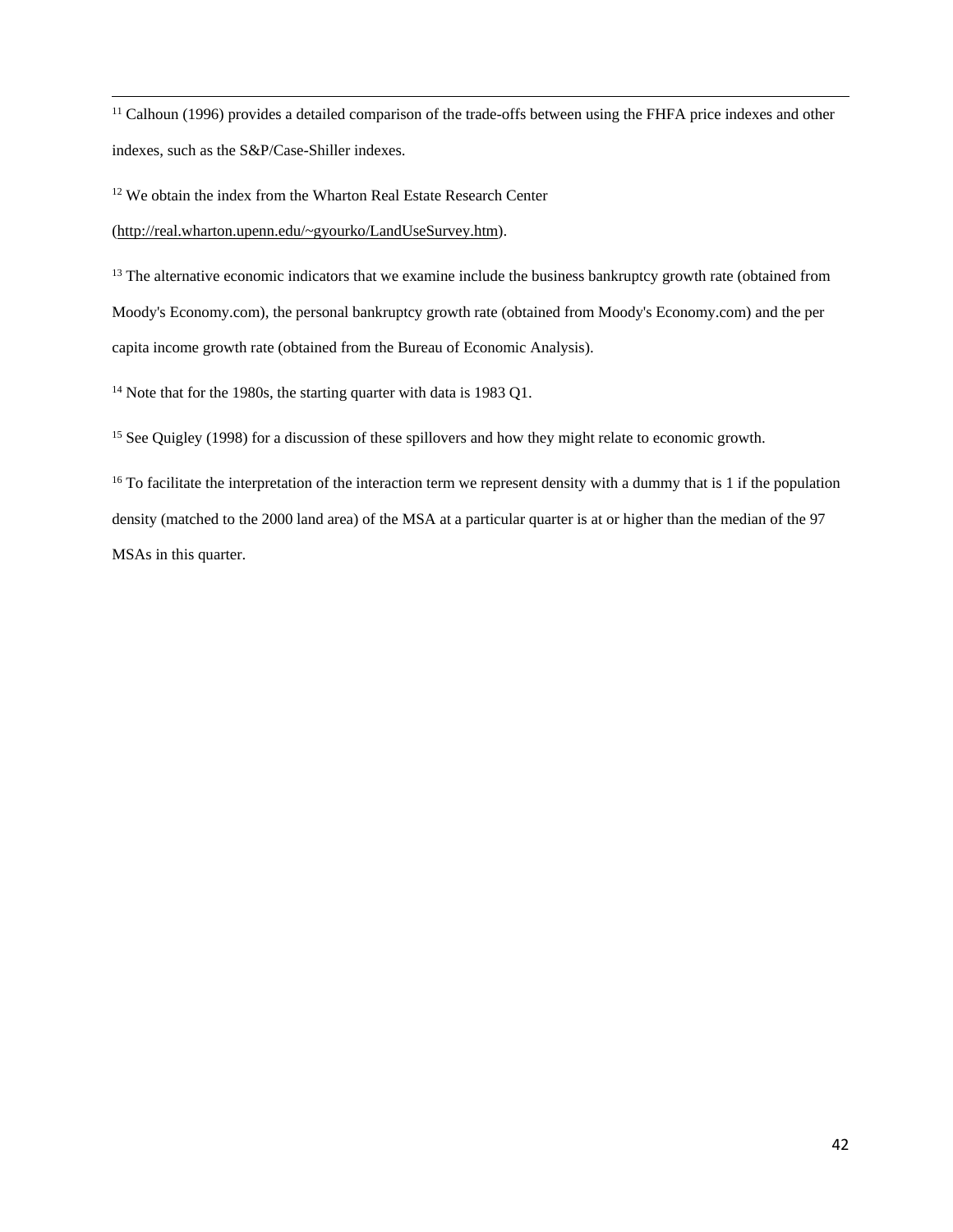[11] Calhoun (1996) provides a detailed comparison of the trade-offs between using the FHFA price indexes and other indexes, such as the S&P/Case-Shiller indexes.

[12] We obtain the index from the Wharton Real Estate Research Center (http://real.wharton.upenn.edu/~gyourko/LandUseSurvey.htm).

[13] The alternative economic indicators that we examine include the business bankruptcy growth rate (obtained from Moody's Economy.com), the personal bankruptcy growth rate (obtained from Moody's Economy.com) and the per capita income growth rate (obtained from the Bureau of Economic Analysis).

[14] Note that for the 1980s, the starting quarter with data is 1983 Q1.

[15] See Quigley (1998) for a discussion of these spillovers and how they might relate to economic growth.

[16] To facilitate the interpretation of the interaction term we represent density with a dummy that is 1 if the population density (matched to the 2000 land area) of the MSA at a particular quarter is at or higher than the median of the 97 MSAs in this quarter.